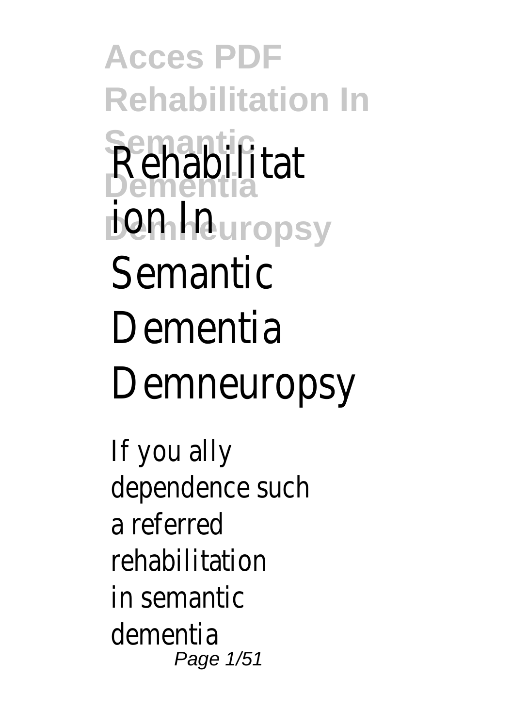# Rehabilitation In Semantic Dementia Demneuropsy

If you ally dependence such a referred rehabilitation in semantic dementia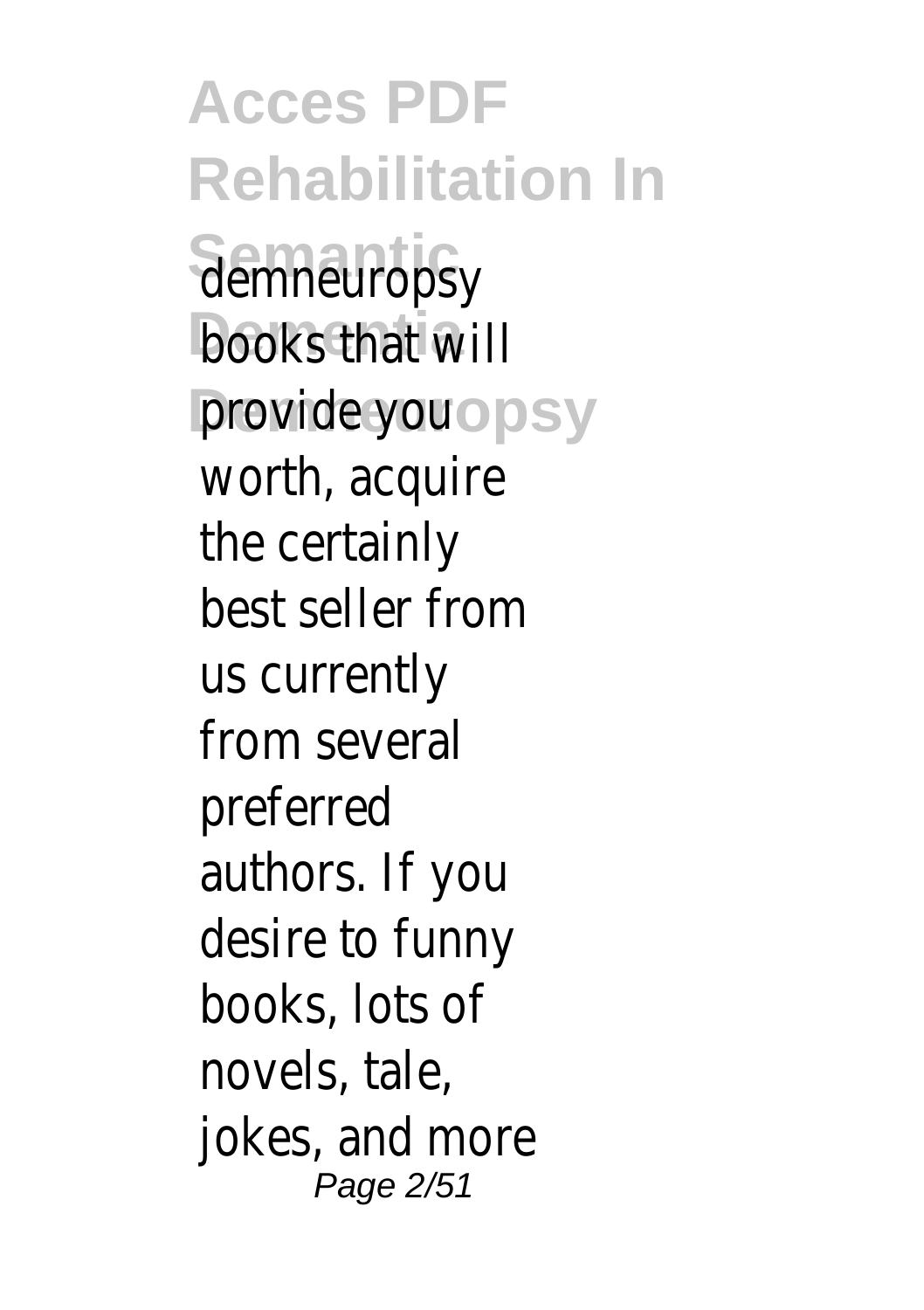demneuropsy books that will provide you worth, acquire the certainly best seller from us currently from several preferred authors. If you desire to funny books, lots of novels, tale, jokes, and more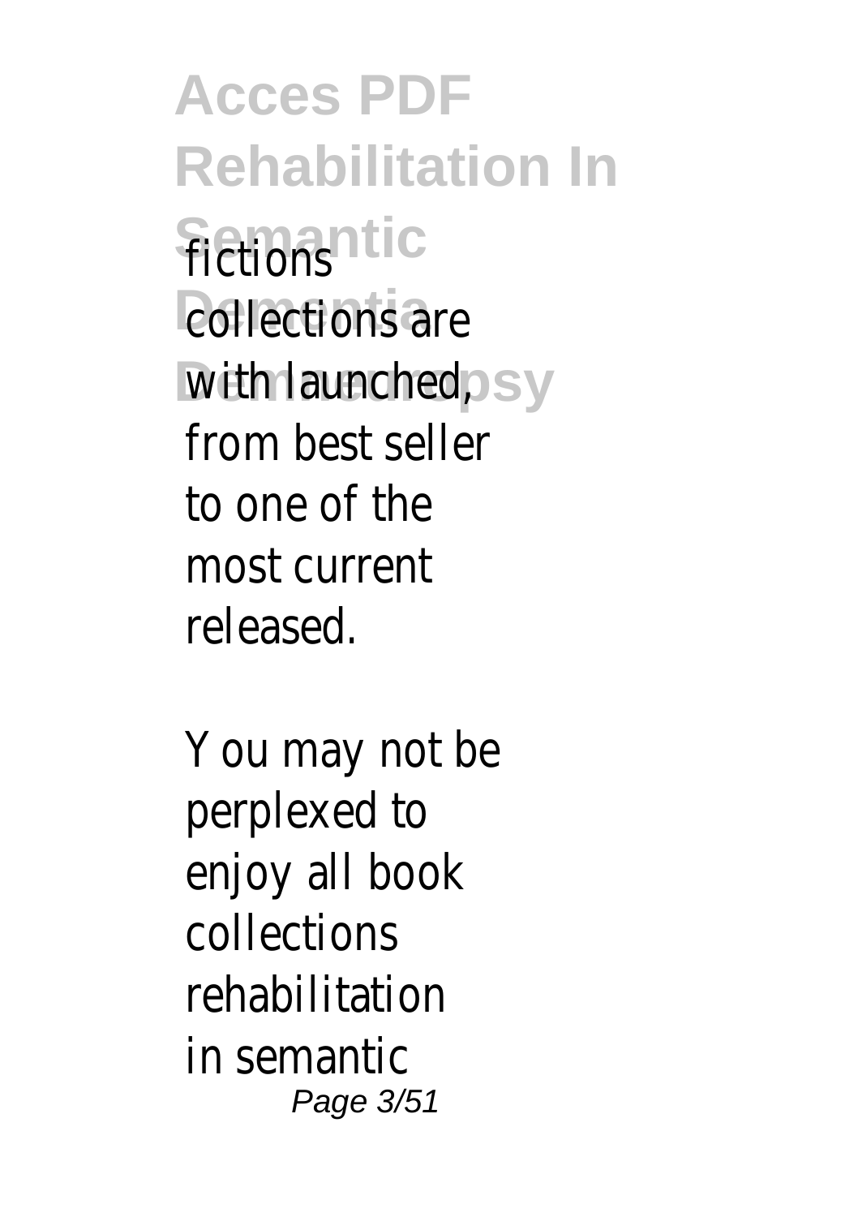fictions collections are with launched, from best seller to one of the most current released.

You may not be perplexed to enjoy all book collections rehabilitation in semantic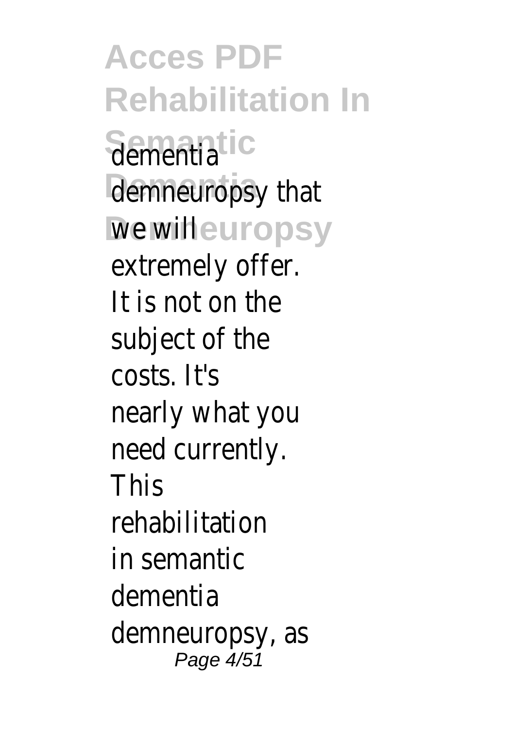dementia demneuropsy that we will extremely offer. It is not on the subject of the costs. It's nearly what you need currently. This rehabilitation in semantic dementia demneuropsy, as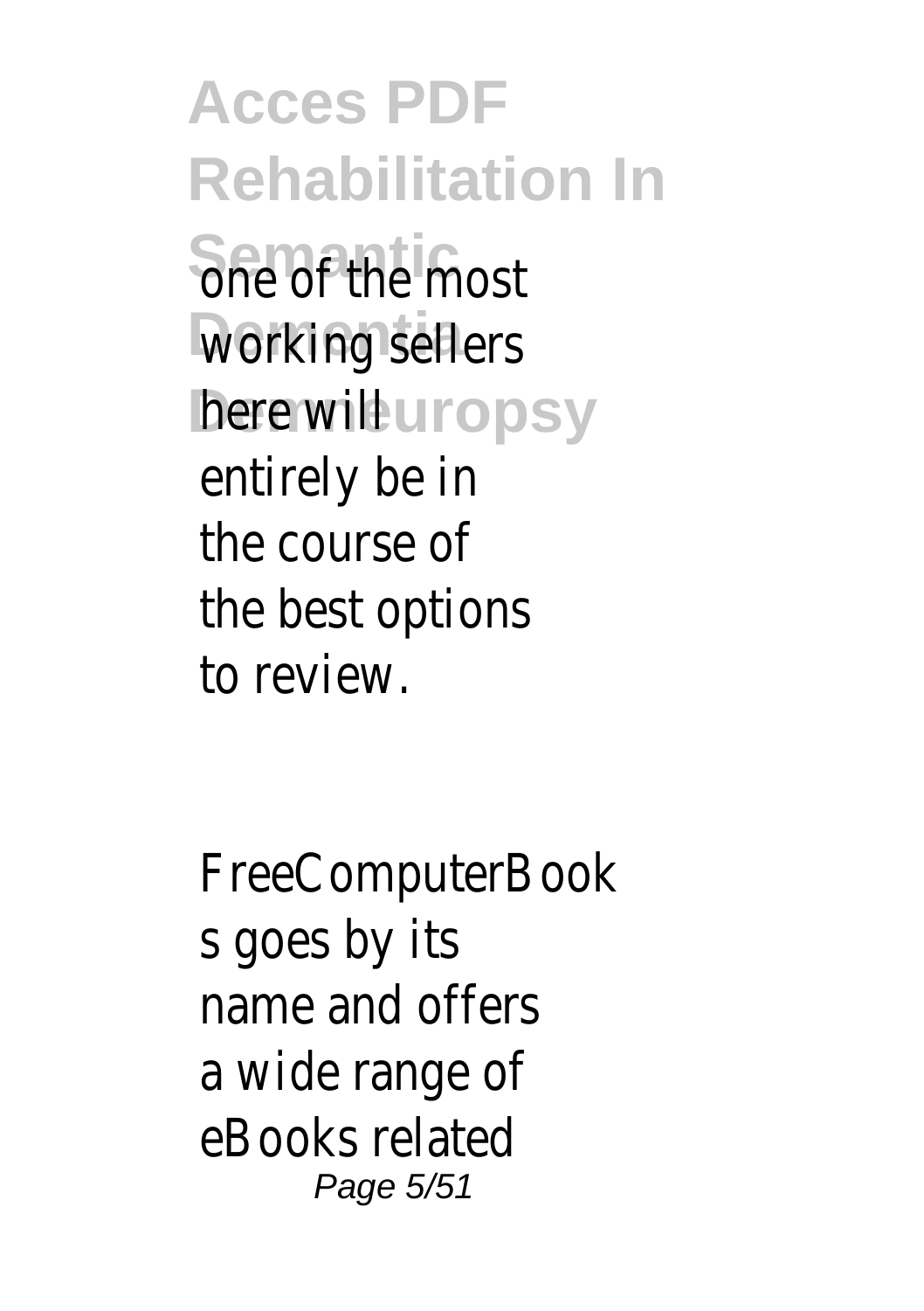one of the most working sellers here will entirely be in the course of the best options to review.

FreeComputerBooks goes by its name and offers a wide range of eBooks related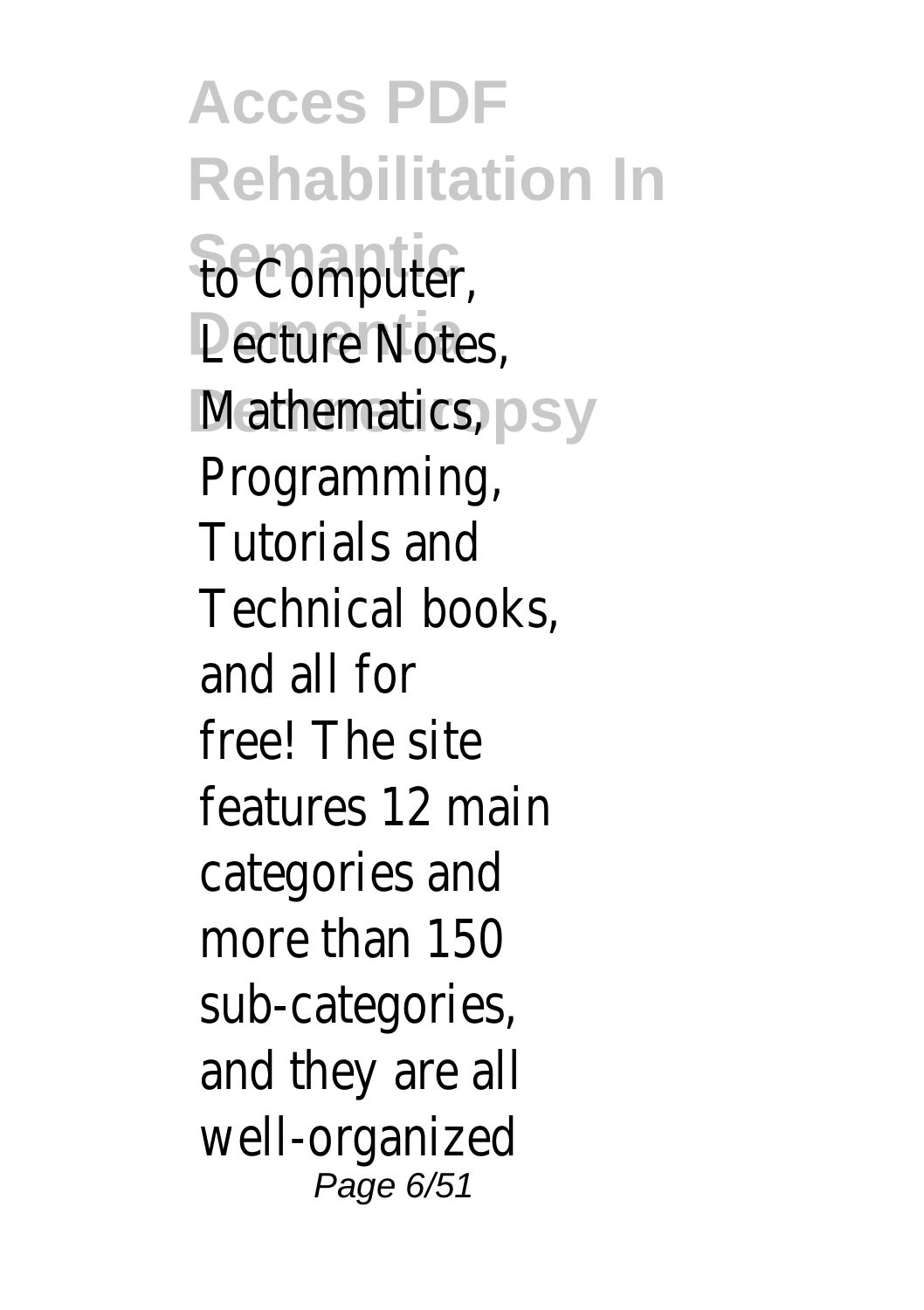to Computer, Lecture Notes, Mathematics, Programming, Tutorials and Technical books, and all for free! The site features 12 main categories and more than 150 sub-categories, and they are all well-organized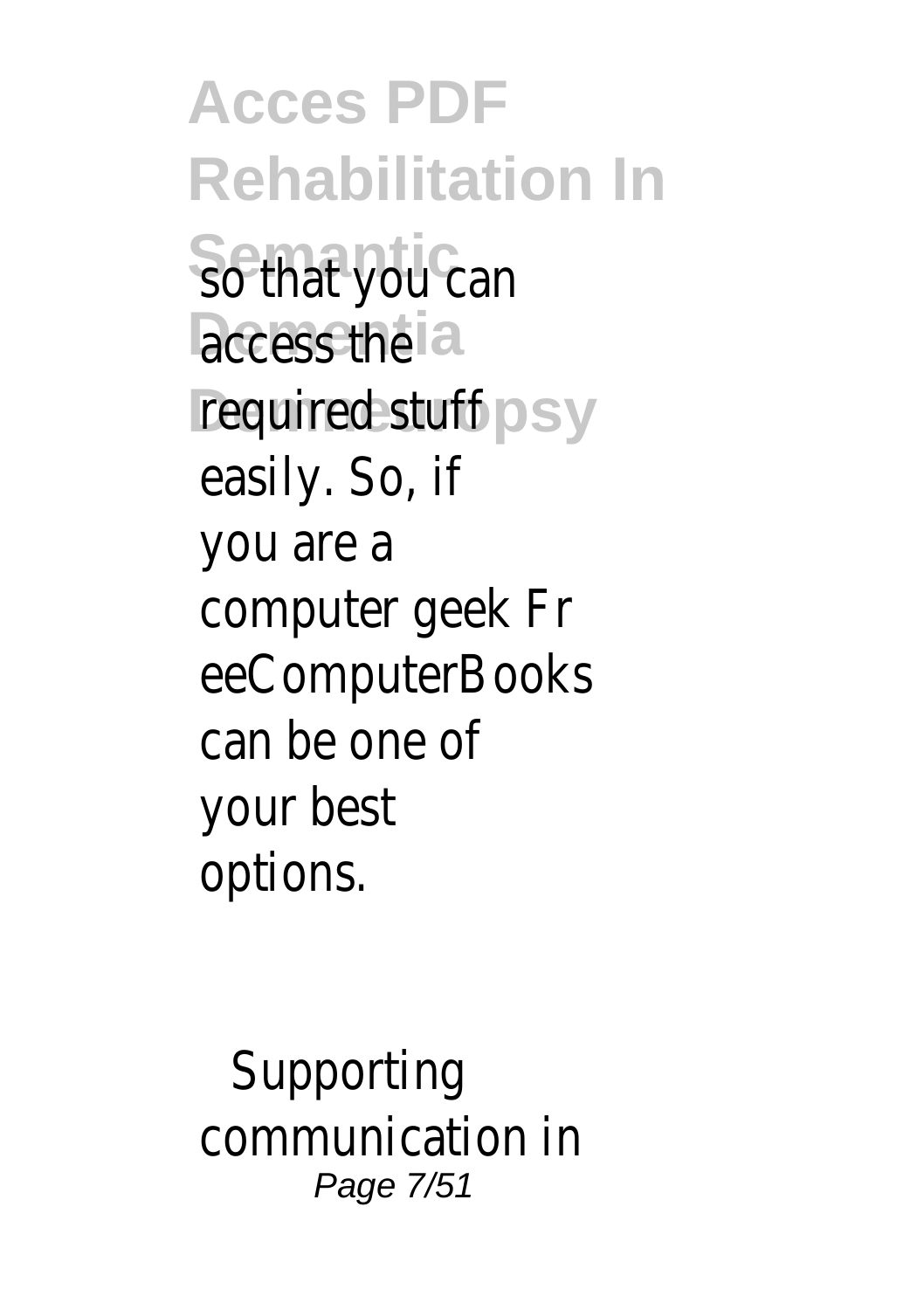so that you can access the required stuff easily. So, if you are a computer geek FreeComputerBooks can be one of your best options.

Supporting communication in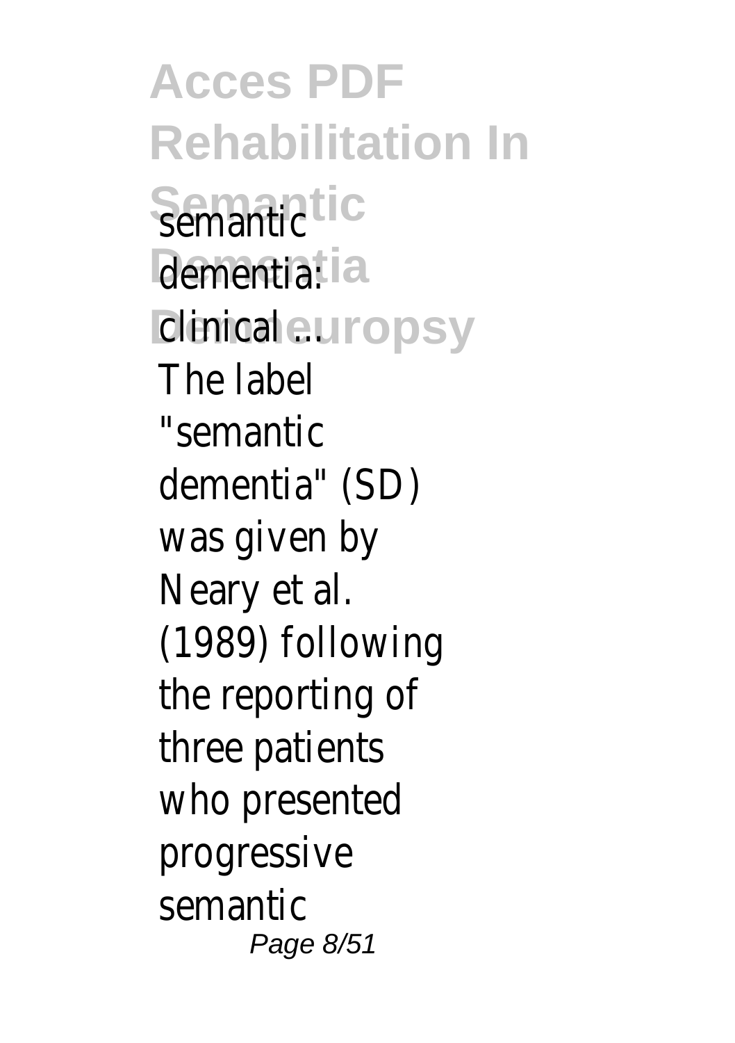semantic dementia: clinical ...

The label "semantic dementia" (SD) was given by Neary et al. (1989) following the reporting of three patients who presented progressive semantic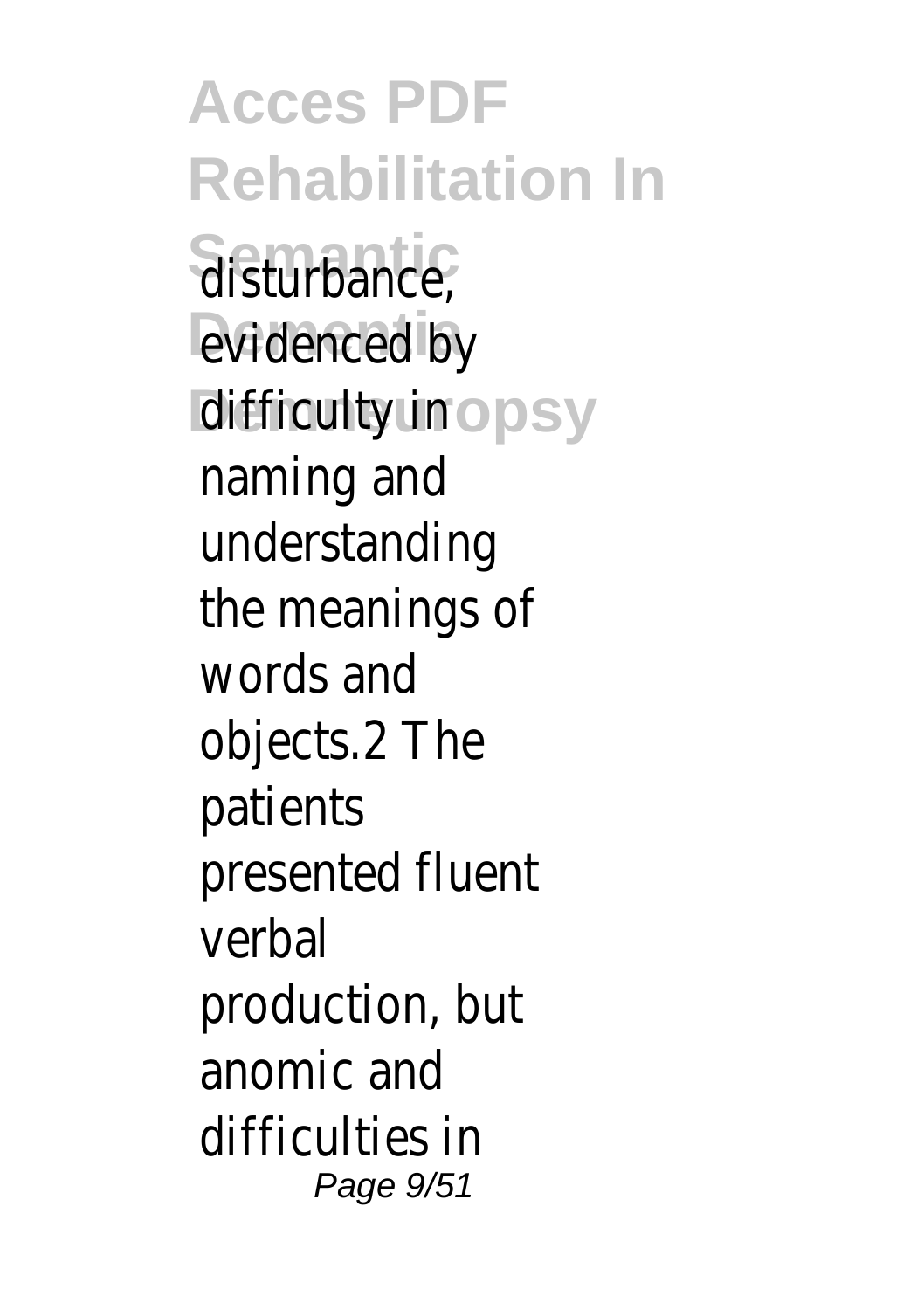disturbance, evidenced by difficulty in naming and understanding the meanings of words and objects.2 The patients presented fluent verbal production, but anomic and difficulties in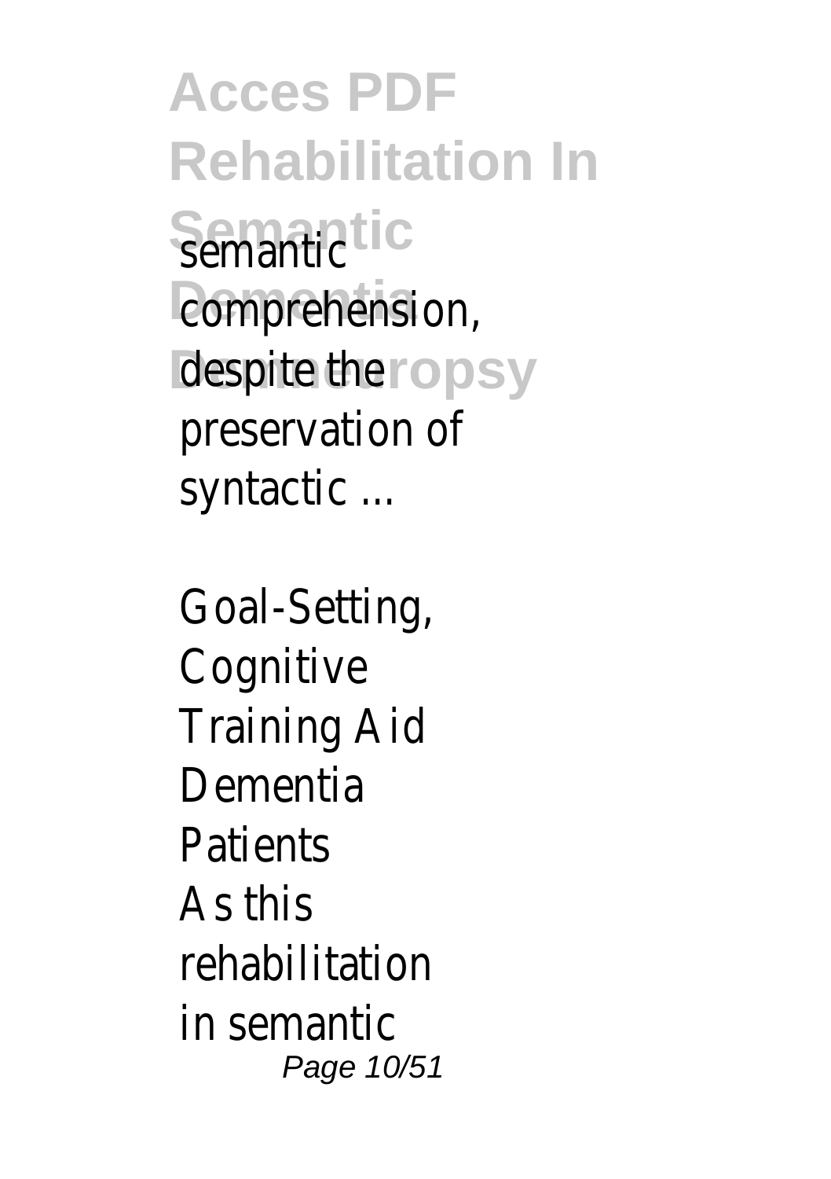semantic comprehension, despite the preservation of syntactic ...

Goal-Setting, Cognitive Training Aid Dementia Patients

As this rehabilitation in semantic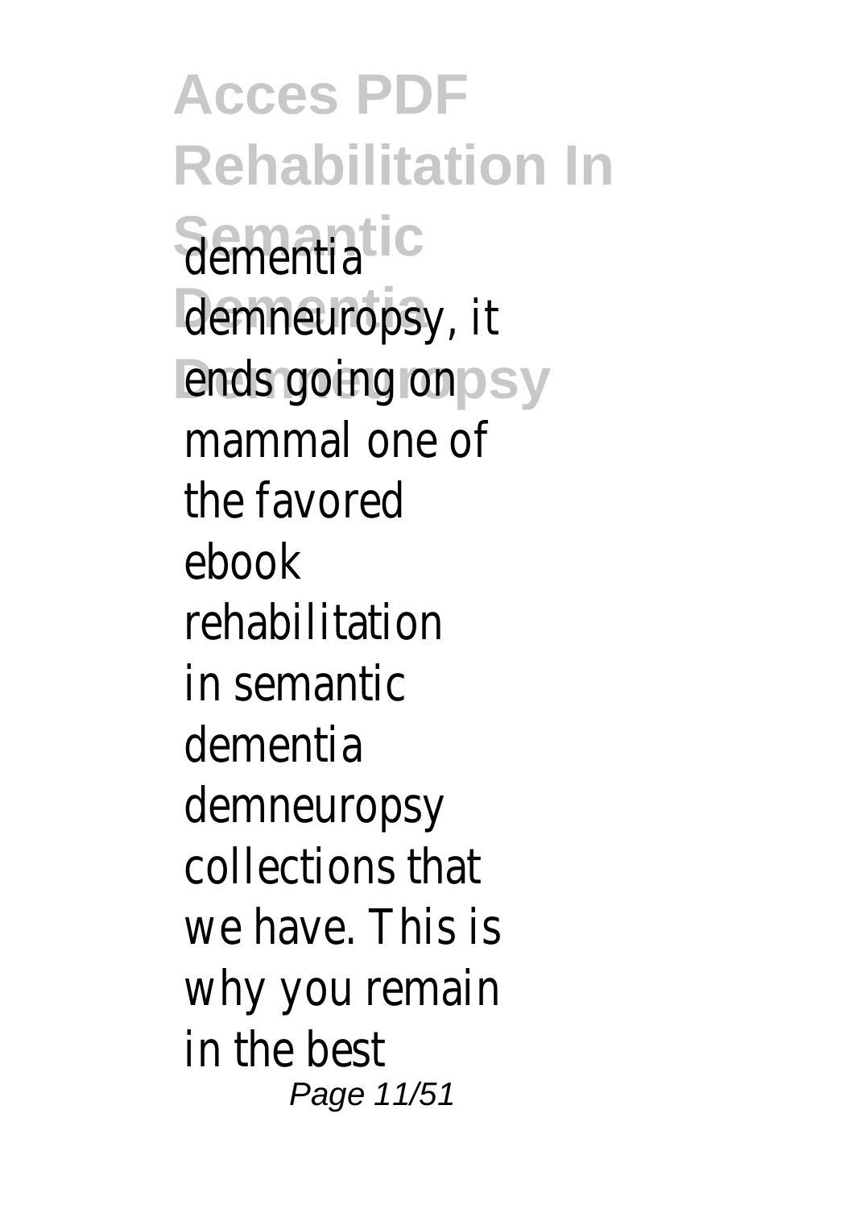dementia demneuropsy, it ends going on mammal one of the favored ebook rehabilitation in semantic dementia demneuropsy collections that we have. This is why you remain in the best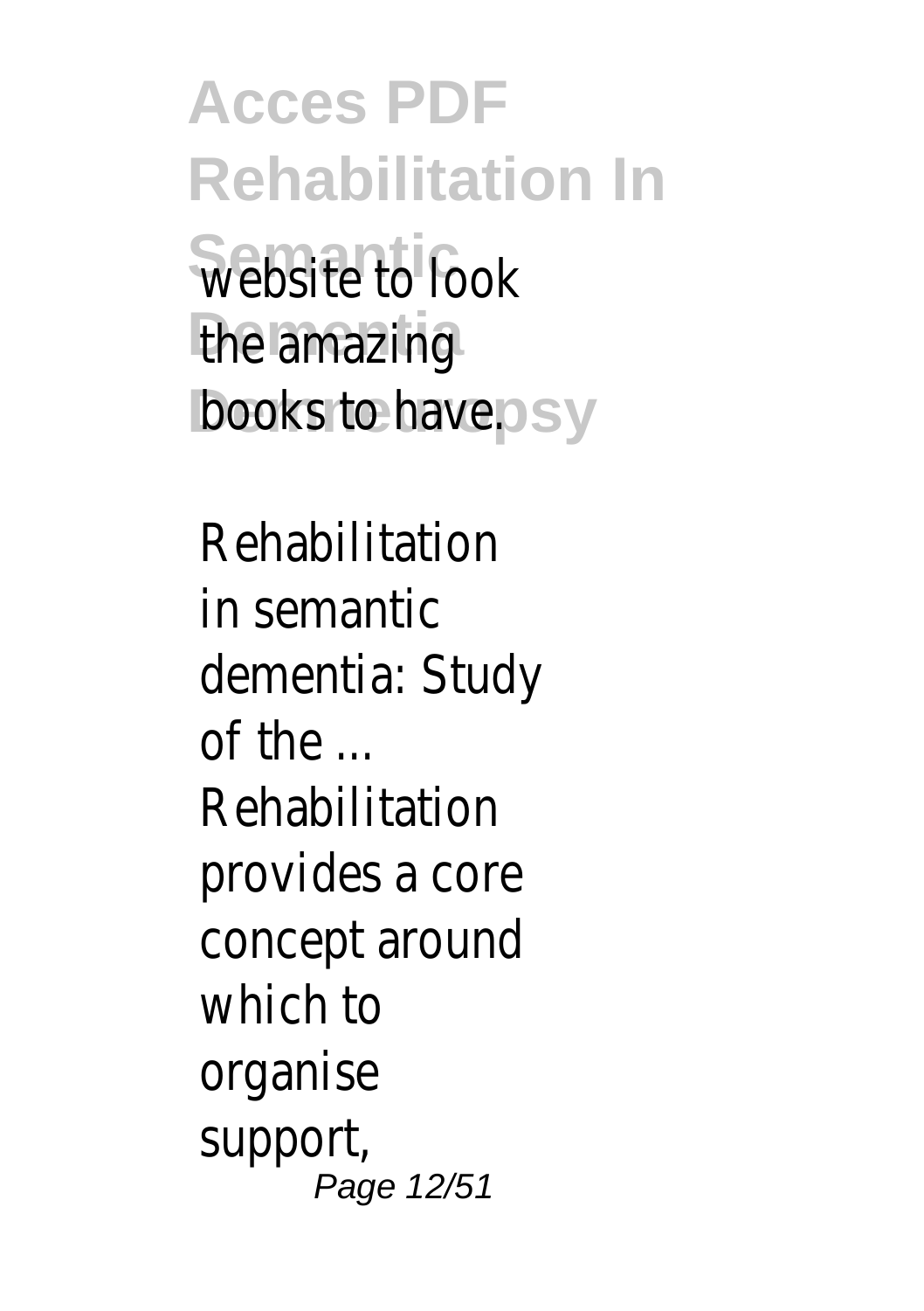website to look the amazing books to have.

Rehabilitation in semantic dementia: Study of the ...
Rehabilitation provides a core concept around which to organise support,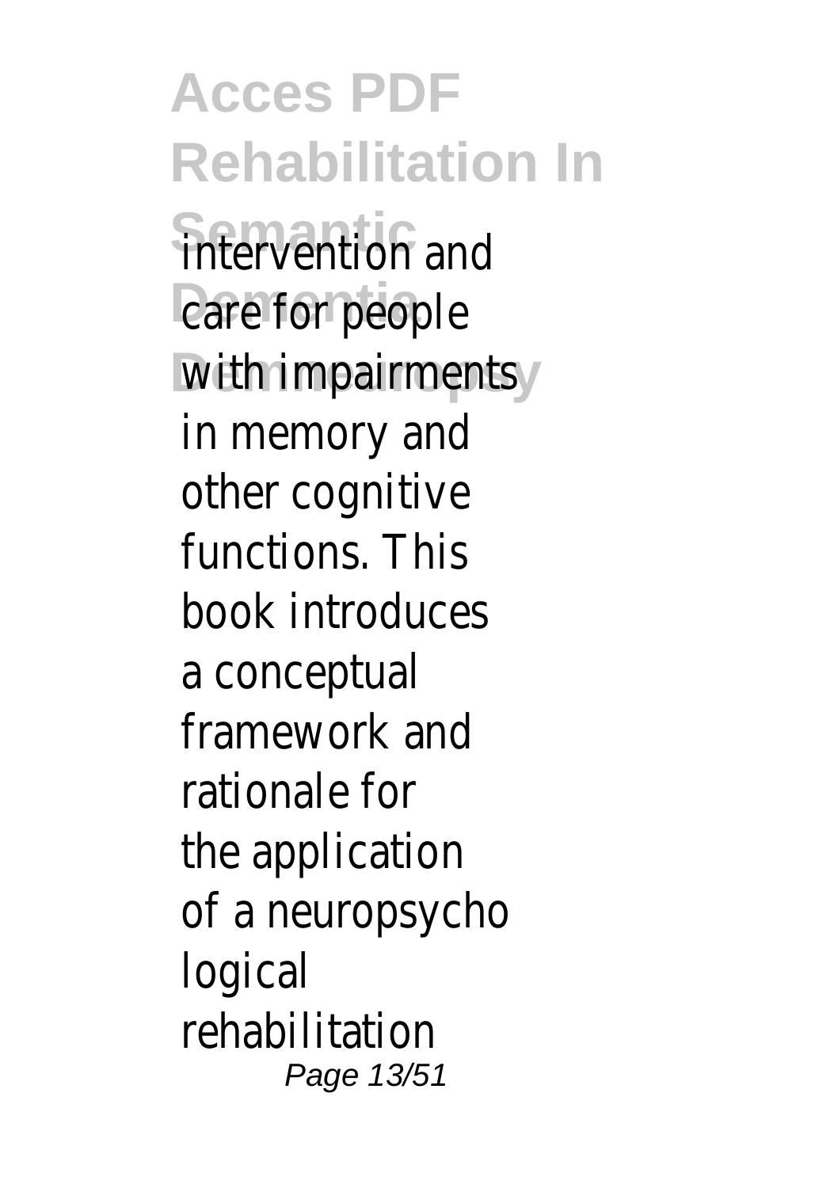intervention and care for people with impairments in memory and other cognitive functions. This book introduces a conceptual framework and rationale for the application of a neuropsycho logical rehabilitation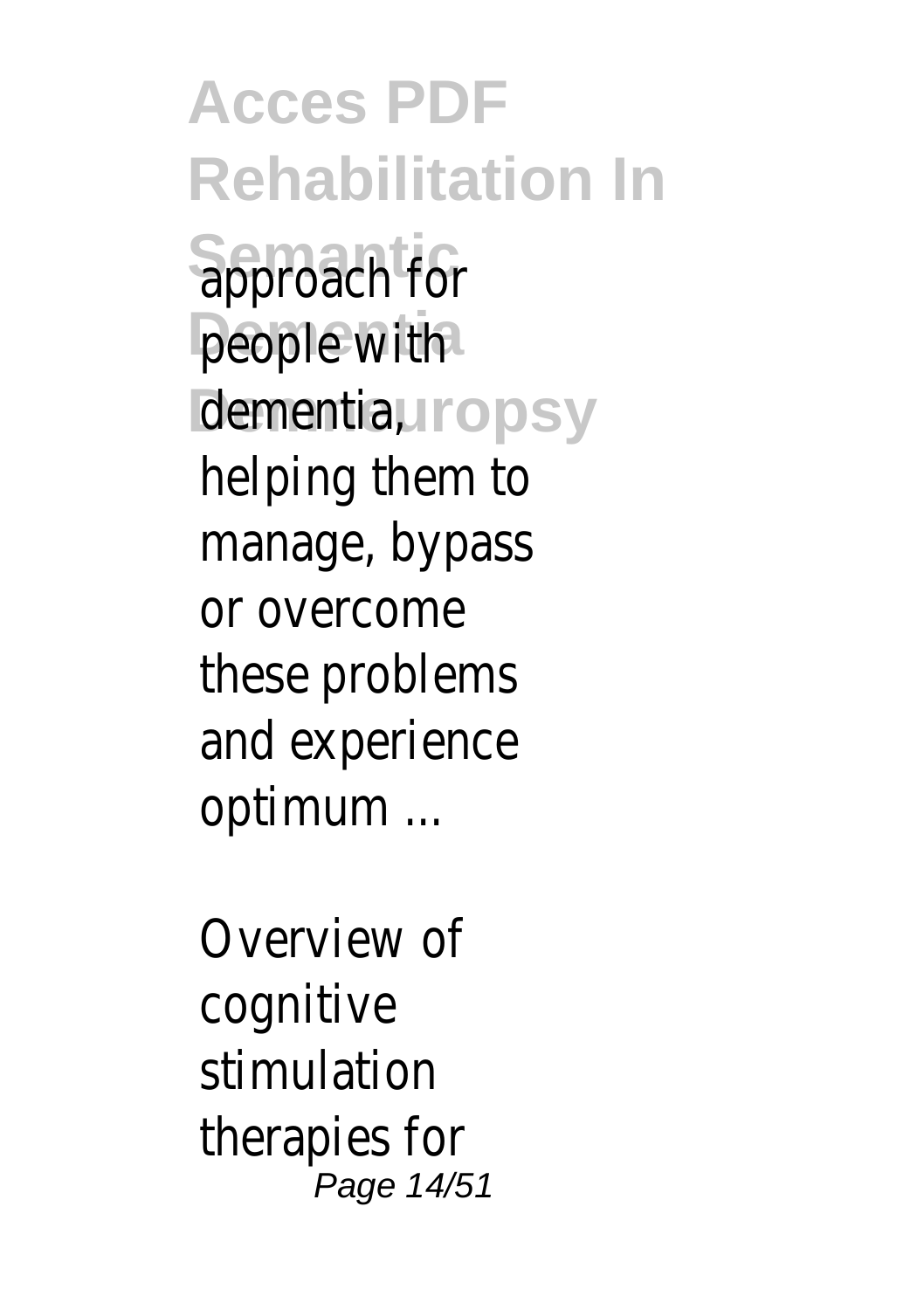approach for people with dementia, helping them to manage, bypass or overcome these problems and experience optimum ...

Overview of cognitive stimulation therapies for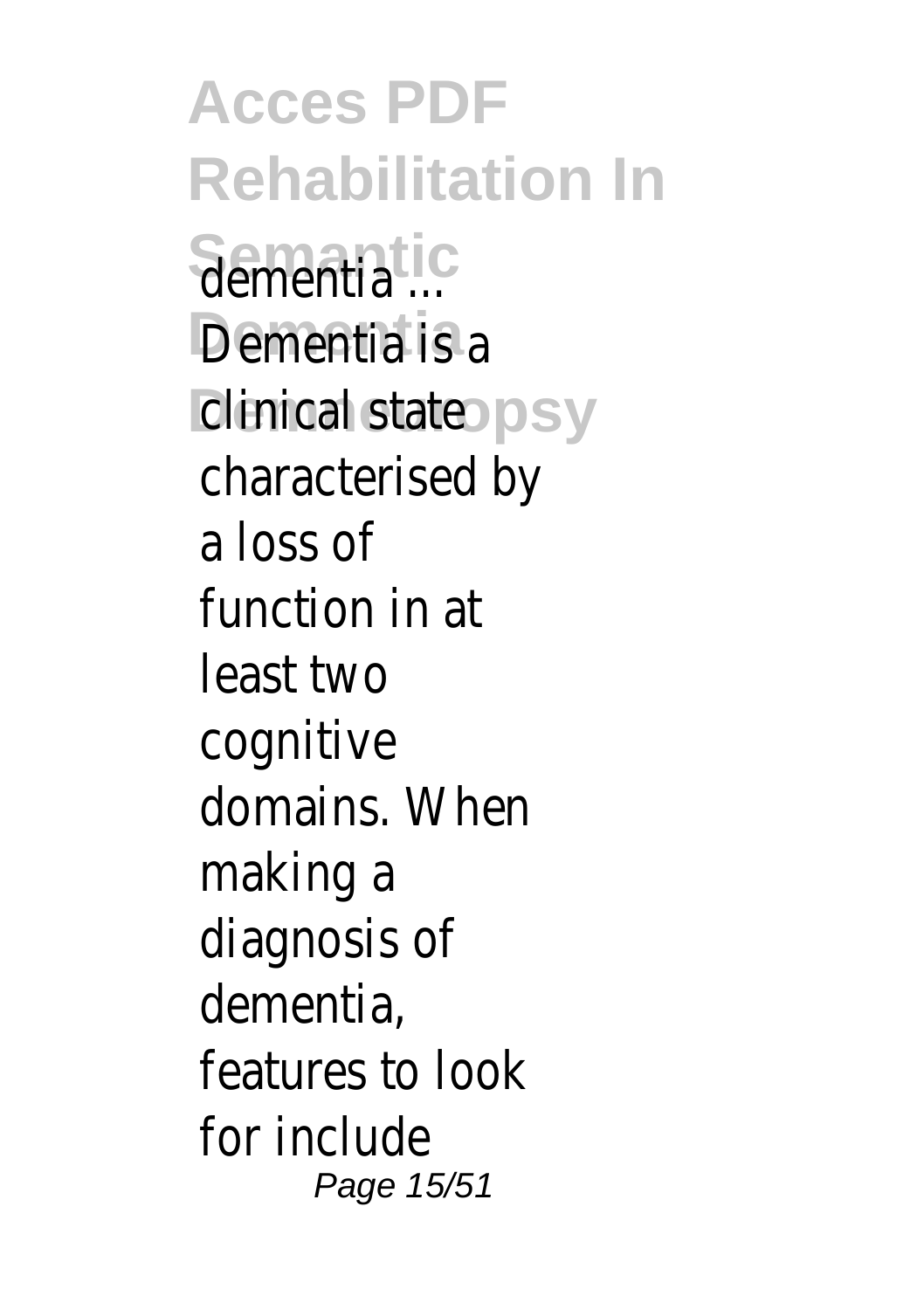dementia ...

Dementia is a clinical state characterised by a loss of function in at least two cognitive domains. When making a diagnosis of dementia, features to look for include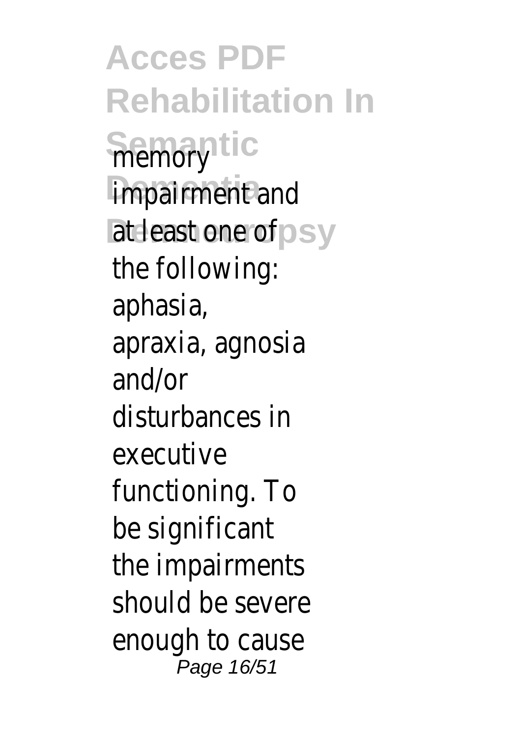memory impairment and at least one of the following: aphasia, apraxia, agnosia and/or disturbances in executive functioning. To be significant the impairments should be severe enough to cause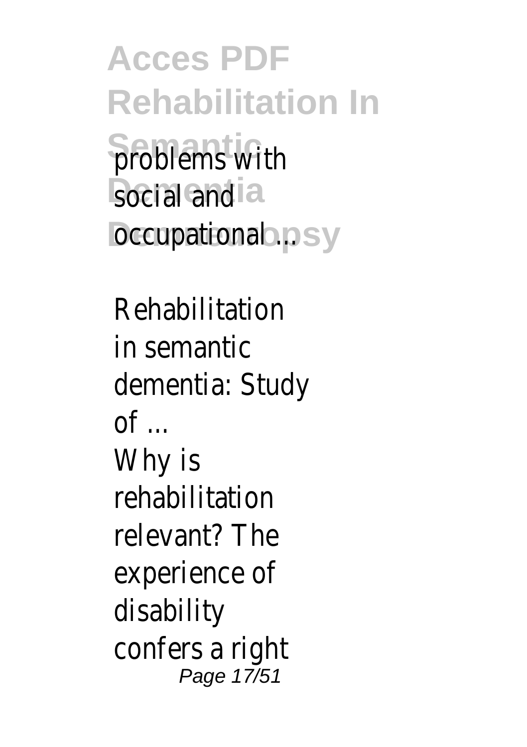problems with social and occupational ...

Rehabilitation in semantic dementia: Study of ...

Why is rehabilitation relevant? The experience of disability confers a right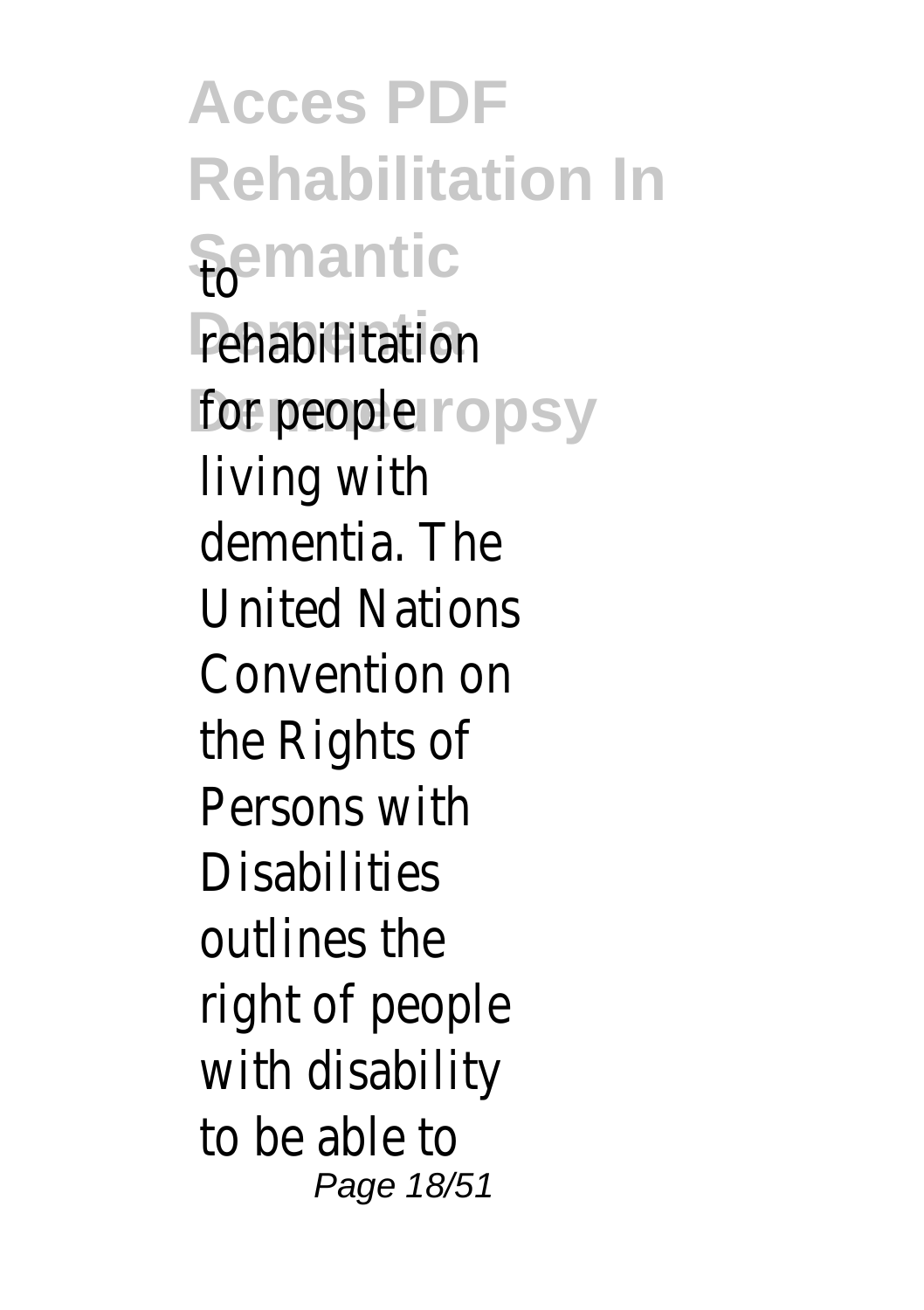to rehabilitation for people living with dementia. The United Nations Convention on the Rights of Persons with Disabilities outlines the right of people with disability to be able to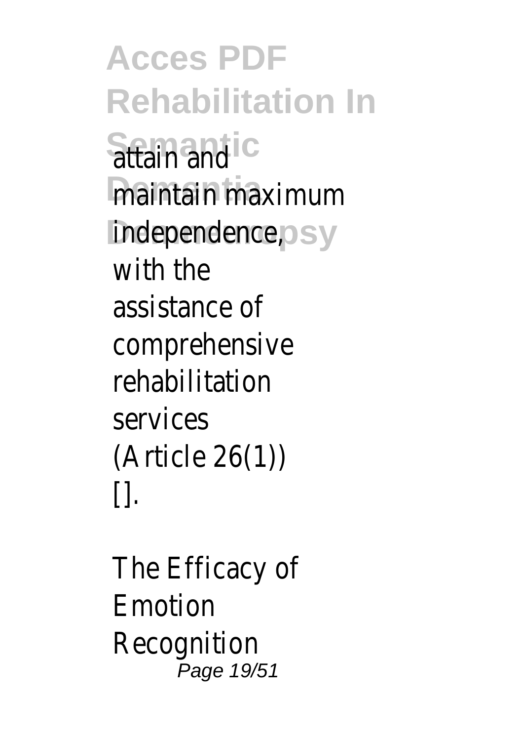attain and maintain maximum independence, with the assistance of comprehensive rehabilitation services (Article 26(1)) [].

The Efficacy of Emotion Recognition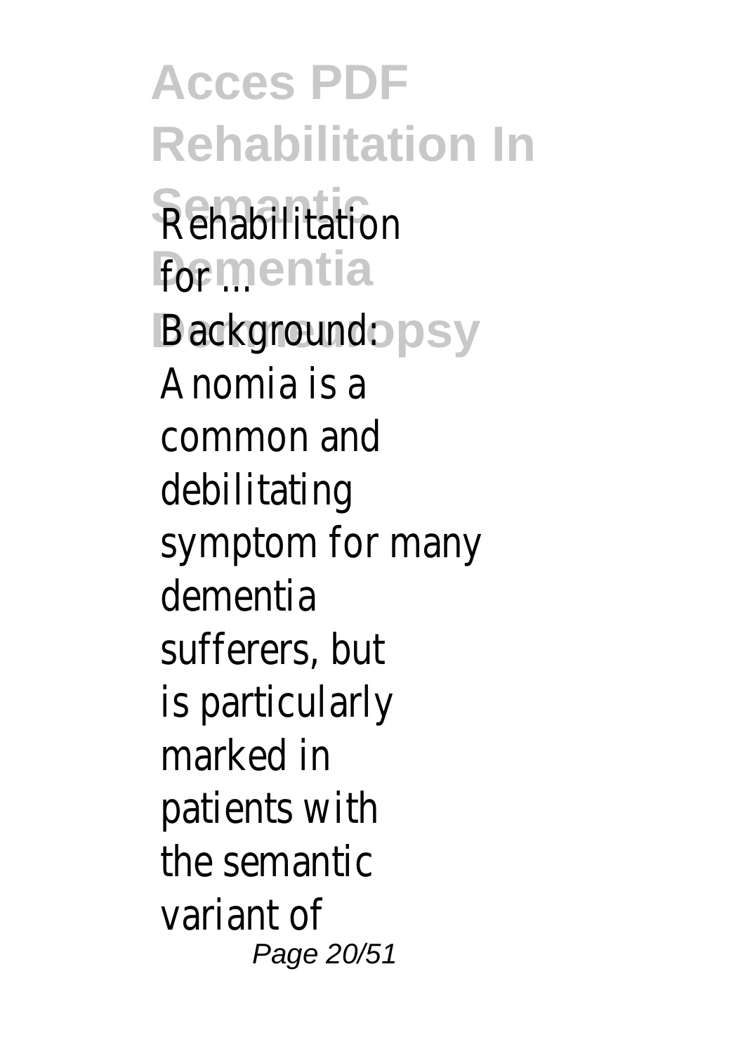Rehabilitation for ...

Background: Anomia is a common and debilitating symptom for many dementia sufferers, but is particularly marked in patients with the semantic variant of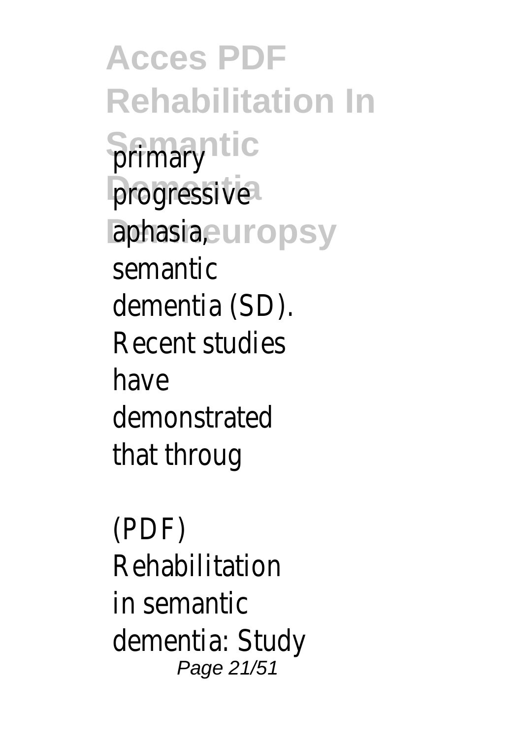primary progressive aphasia, semantic dementia (SD). Recent studies have demonstrated that throug

(PDF) Rehabilitation in semantic dementia: Study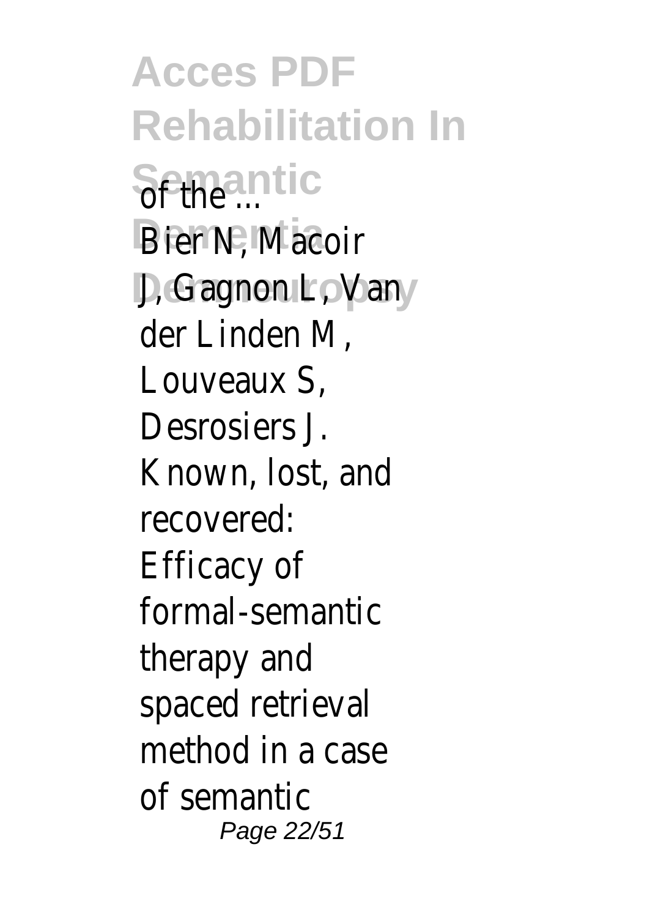of the ...

Bier N, Macoir J, Gagnon L, Van der Linden M, Louveaux S, Desrosiers J. Known, lost, and recovered: Efficacy of formal-semantic therapy and spaced retrieval method in a case of semantic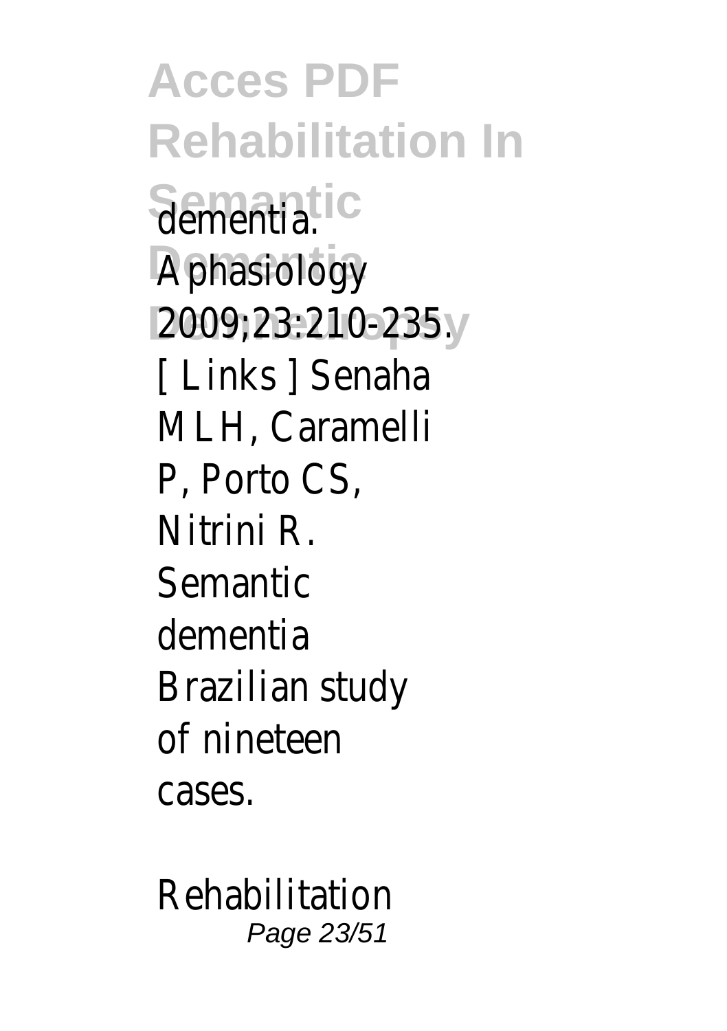dementia. Aphasiology 2009;23:210-235. [ Links ] Senaha MLH, Caramelli P, Porto CS, Nitrini R. Semantic dementia Brazilian study of nineteen cases.

Rehabilitation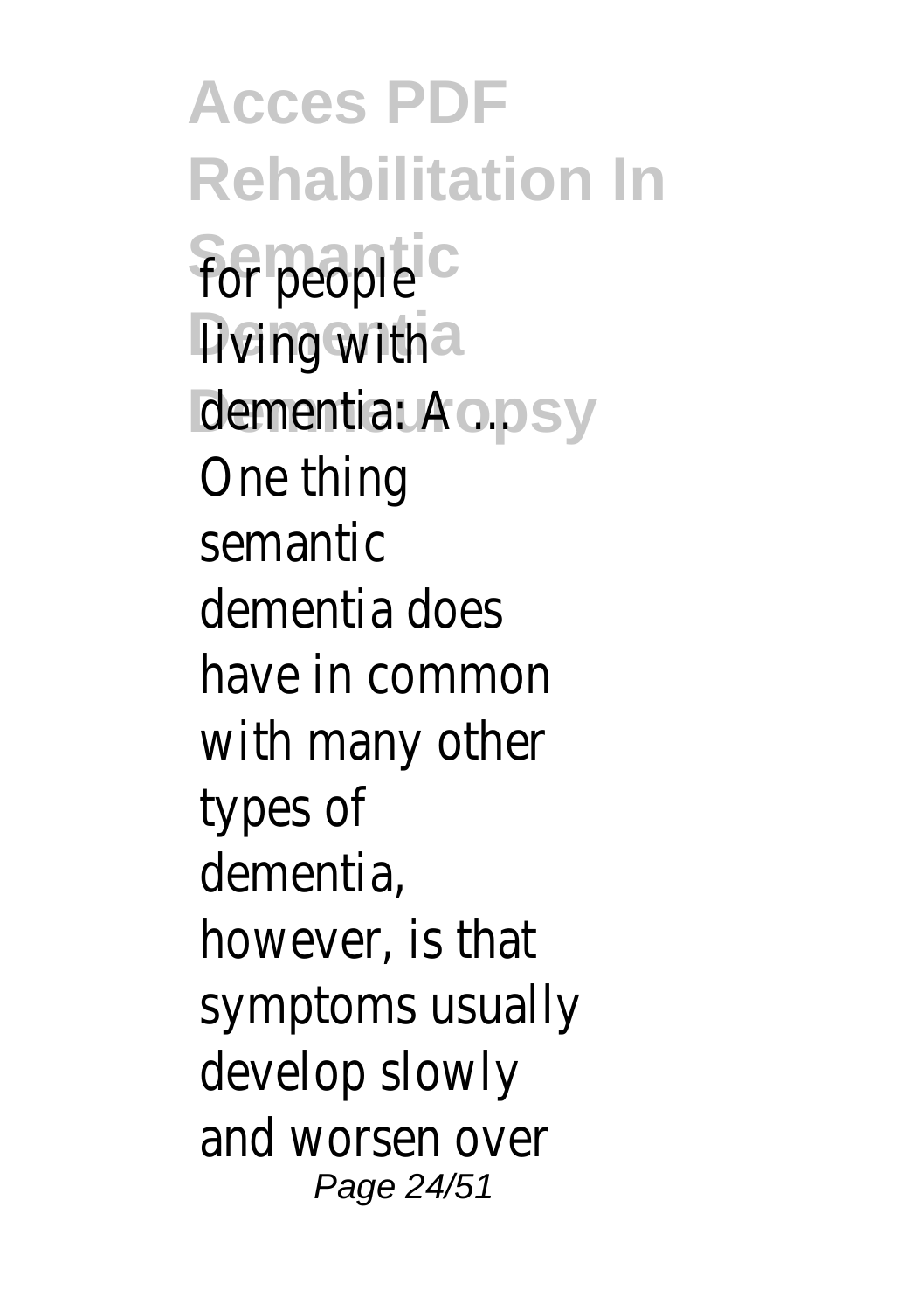for people living with dementia: A ...

One thing semantic dementia does have in common with many other types of dementia, however, is that symptoms usually develop slowly and worsen over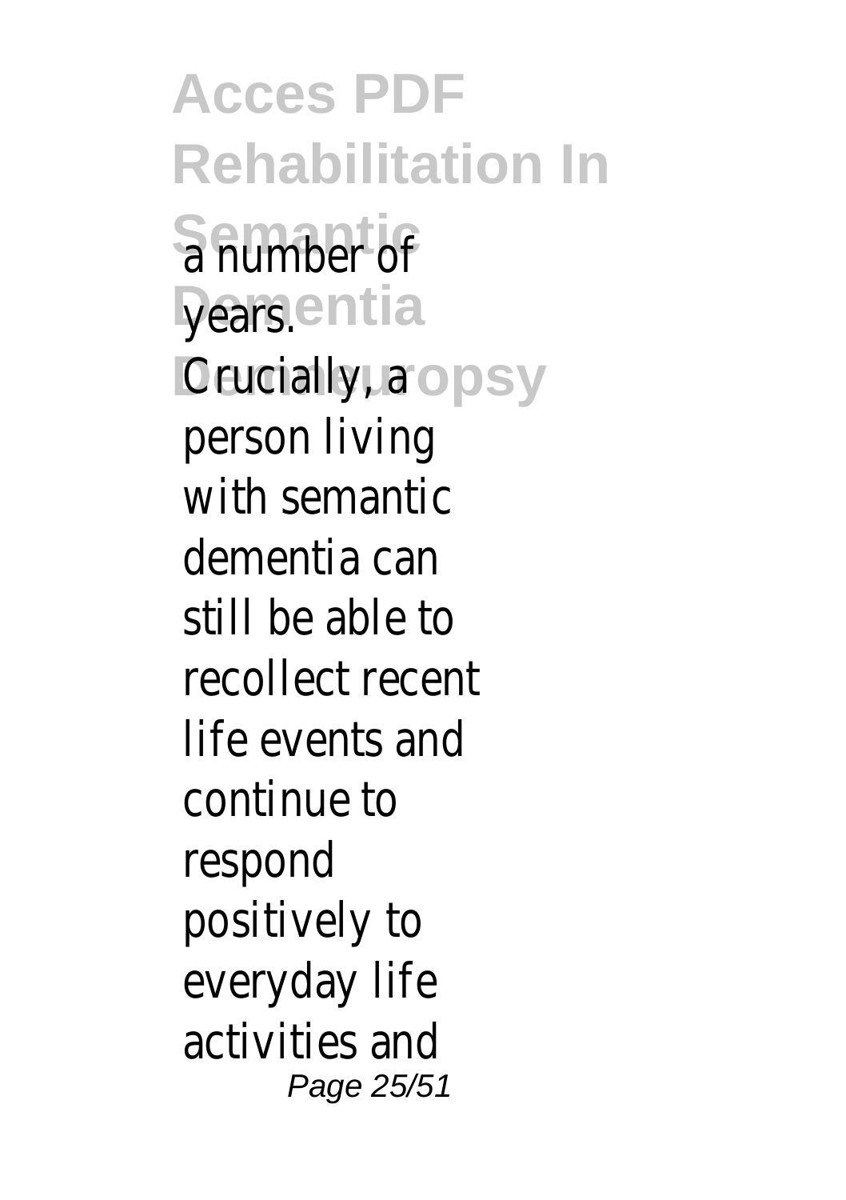a number of years. Crucially, a person living with semantic dementia can still be able to recollect recent life events and continue to respond positively to everyday life activities and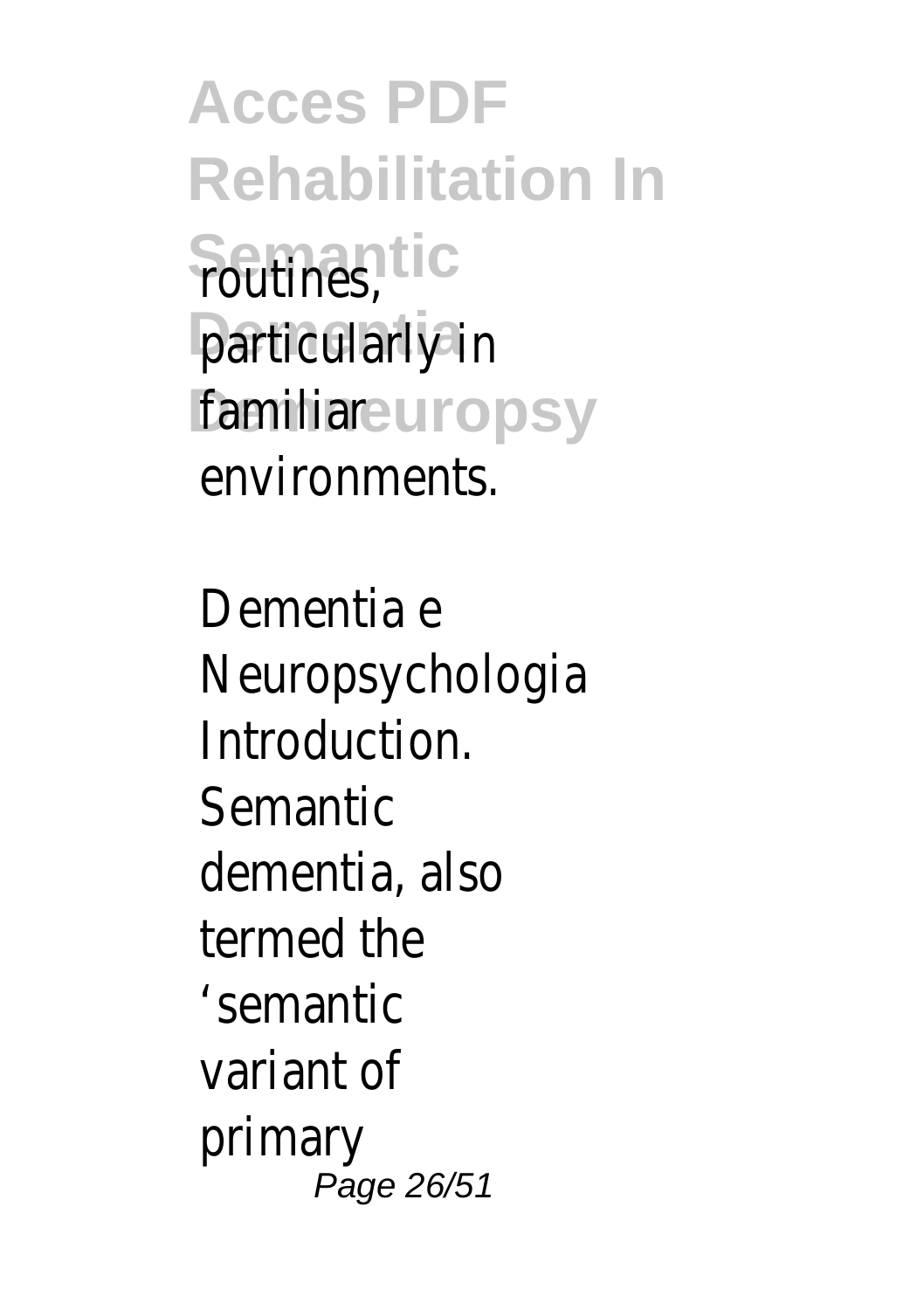routines, particularly in familiar environments.

Dementia e Neuropsychologia Introduction. Semantic dementia, also termed the 'semantic variant of primary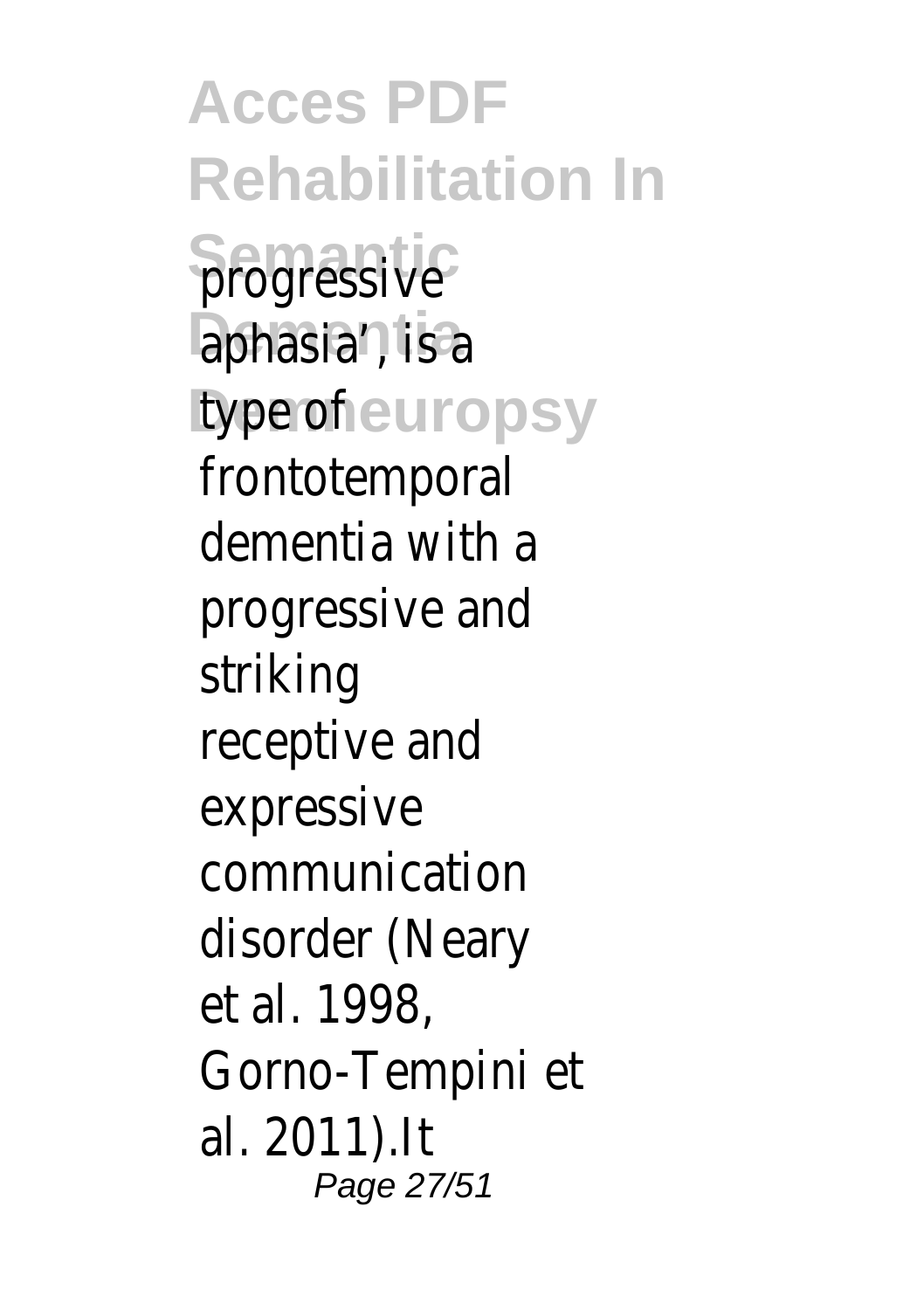progressive aphasia', is a type of frontotemporal dementia with a progressive and striking receptive and expressive communication disorder (Neary et al. 1998, Gorno-Tempini et al. 2011).It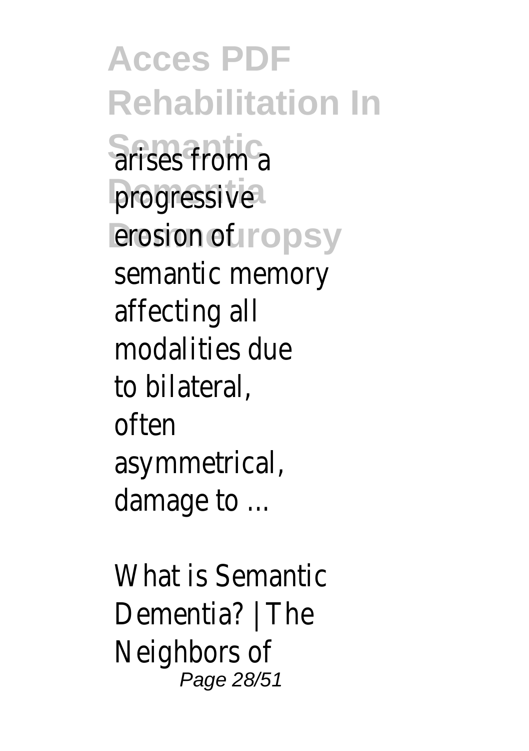arises from a progressive erosion of semantic memory affecting all modalities due to bilateral, often asymmetrical, damage to ...

What is Semantic Dementia? | The Neighbors of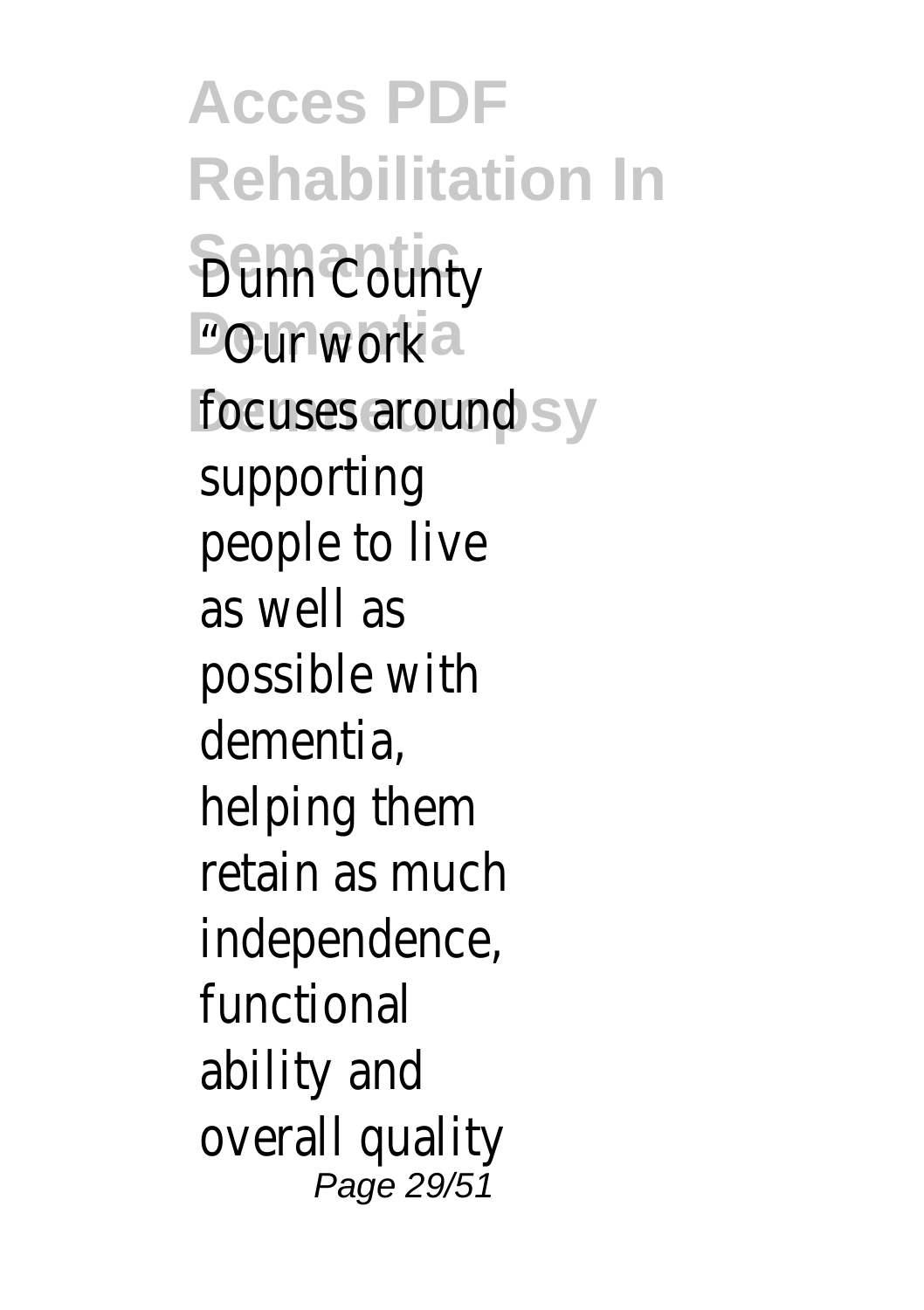Dunn County "Our work focuses around supporting people to live as well as possible with dementia, helping them retain as much independence, functional ability and overall quality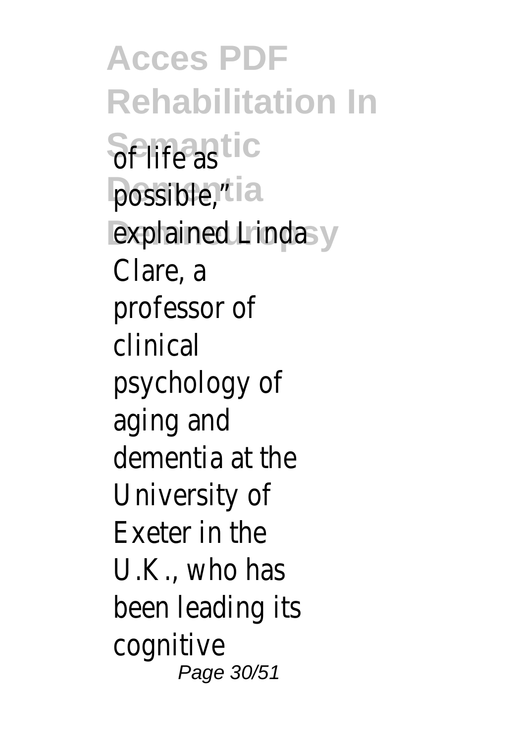of life as possible," explained Linda Clare, a professor of clinical psychology of aging and dementia at the University of Exeter in the U.K., who has been leading its cognitive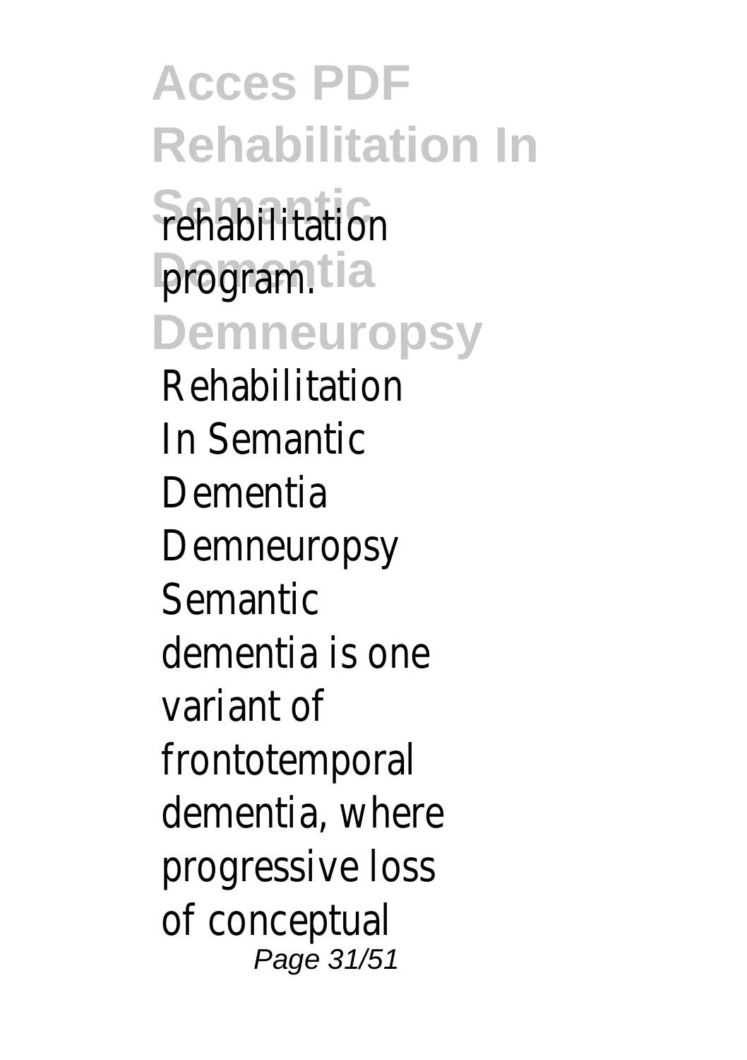rehabilitation program.

## Demneuropsy

Rehabilitation In Semantic Dementia Demneuropsy Semantic dementia is one variant of frontotemporal dementia, where progressive loss of conceptual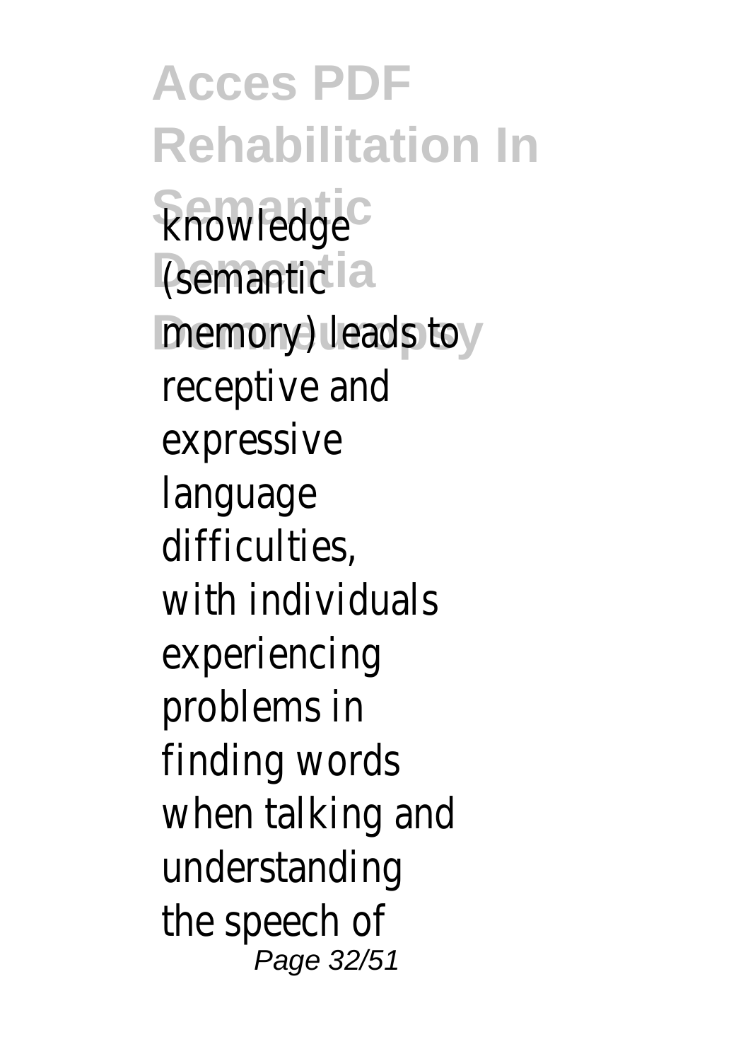knowledge (semantic memory) leads to receptive and expressive language difficulties, with individuals experiencing problems in finding words when talking and understanding the speech of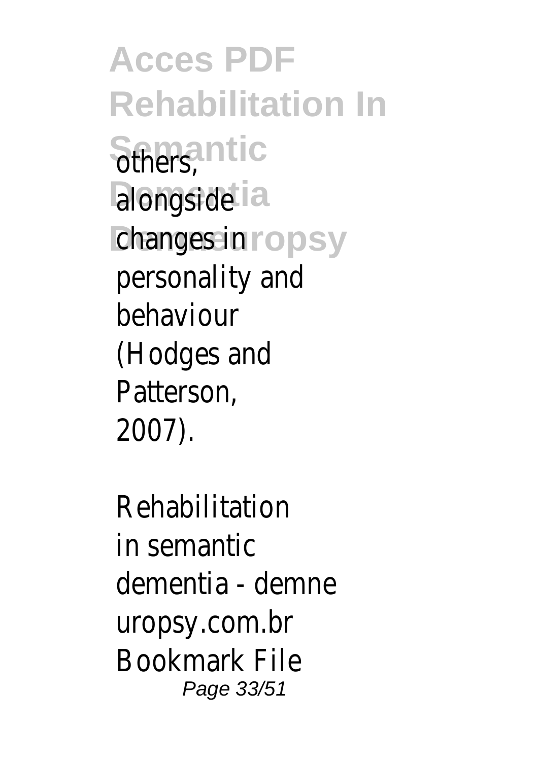others, alongside changes in personality and behaviour (Hodges and Patterson, 2007).

Rehabilitation in semantic dementia - demneuropsy.com.br Bookmark File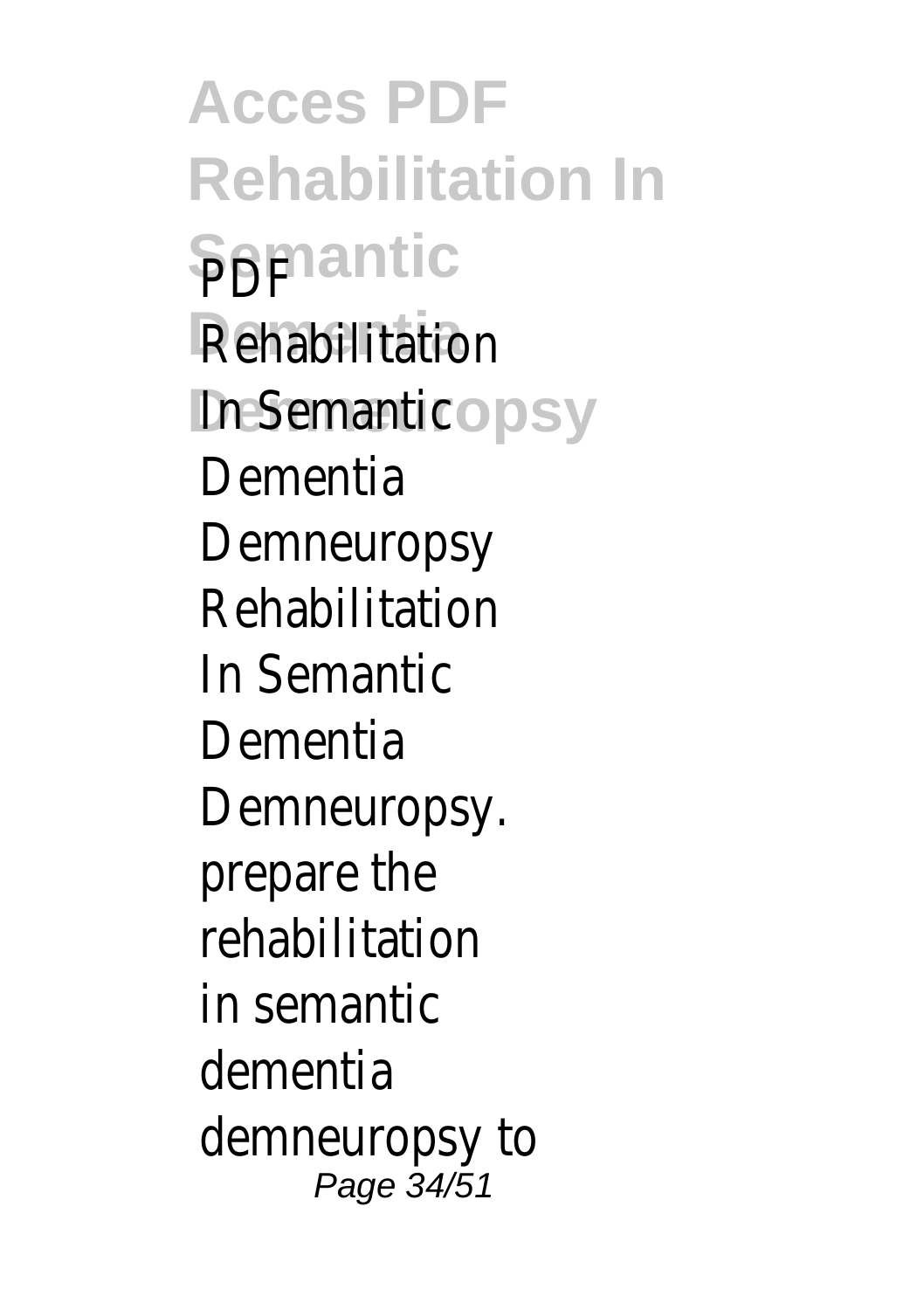PDF Rehabilitation In Semantic Dementia Demneuropsy Rehabilitation In Semantic Dementia Demneuropsy. prepare the rehabilitation in semantic dementia demneuropsy to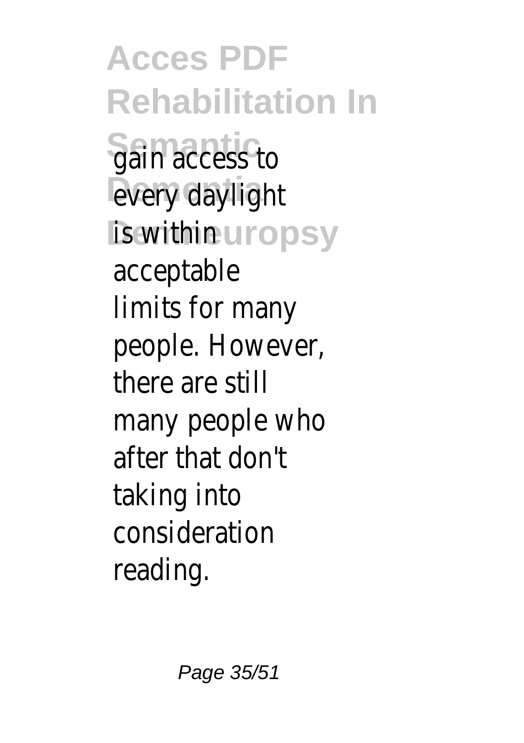gain access to every daylight is within acceptable limits for many people. However, there are still many people who after that don't taking into consideration reading.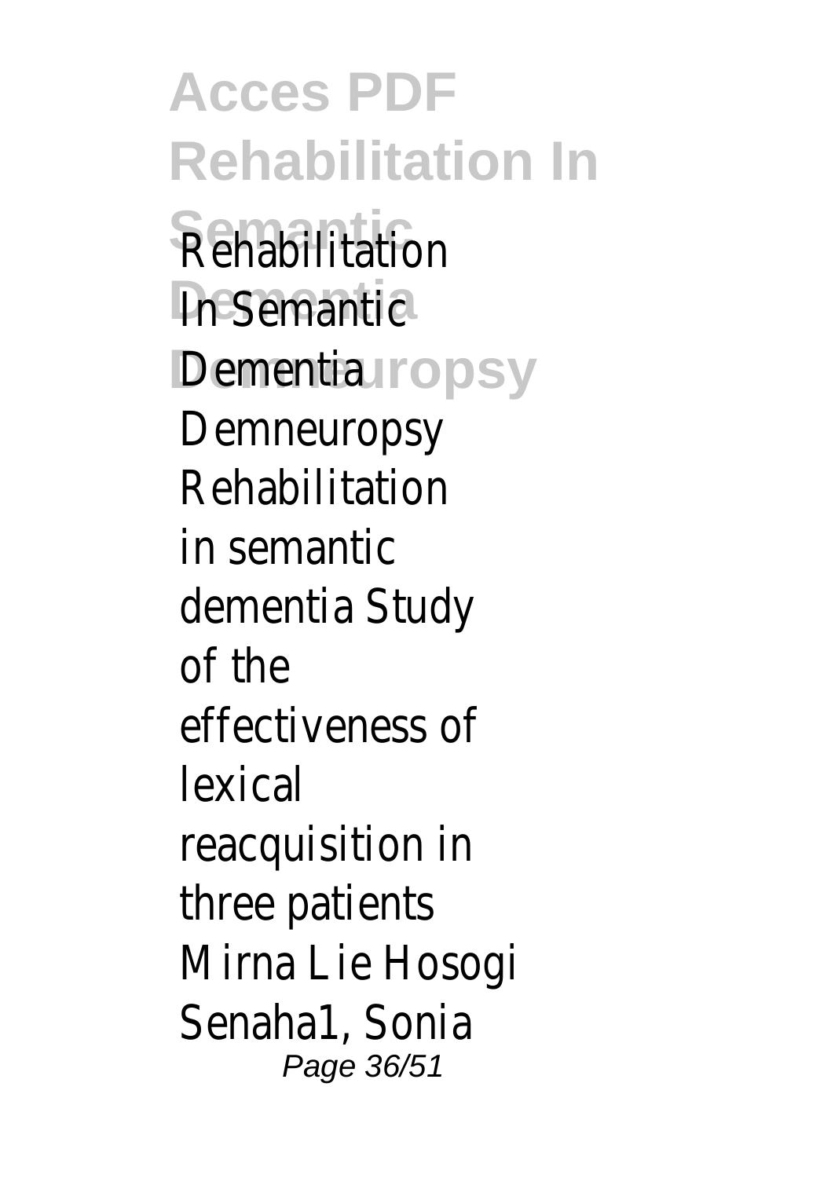Rehabilitation In Semantic Dementia Demneuropsy

Rehabilitation in semantic dementia Study of the effectiveness of lexical reacquisition in three patients Mirna Lie Hosogi Senaha1, Sonia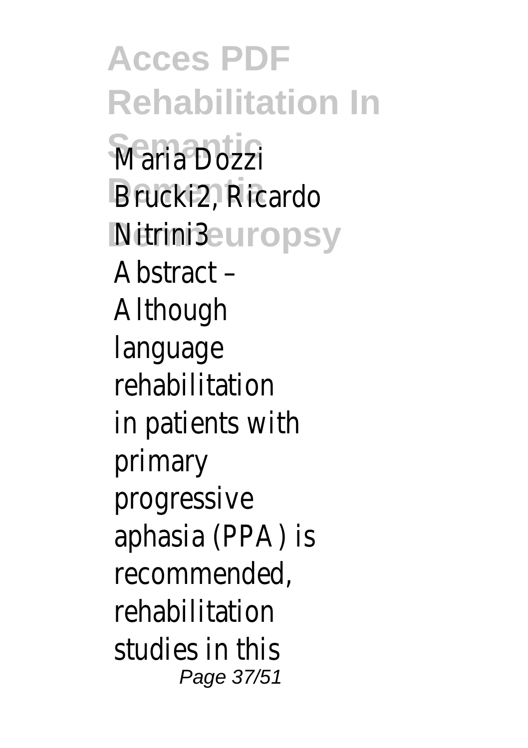Maria Dozzi Brucki2, Ricardo Nitrini3

Abstract – Although language rehabilitation in patients with primary progressive aphasia (PPA) is recommended, rehabilitation studies in this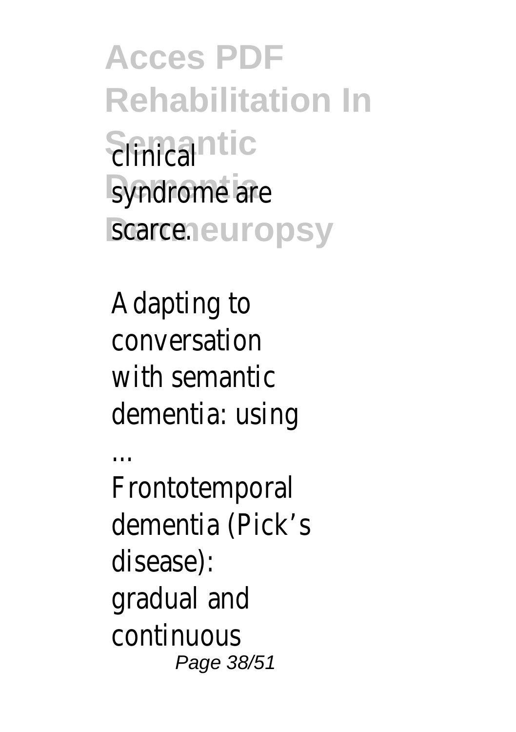clinical syndrome are scarce.

Adapting to conversation with semantic dementia: using ...

Frontotemporal dementia (Pick's disease): gradual and continuous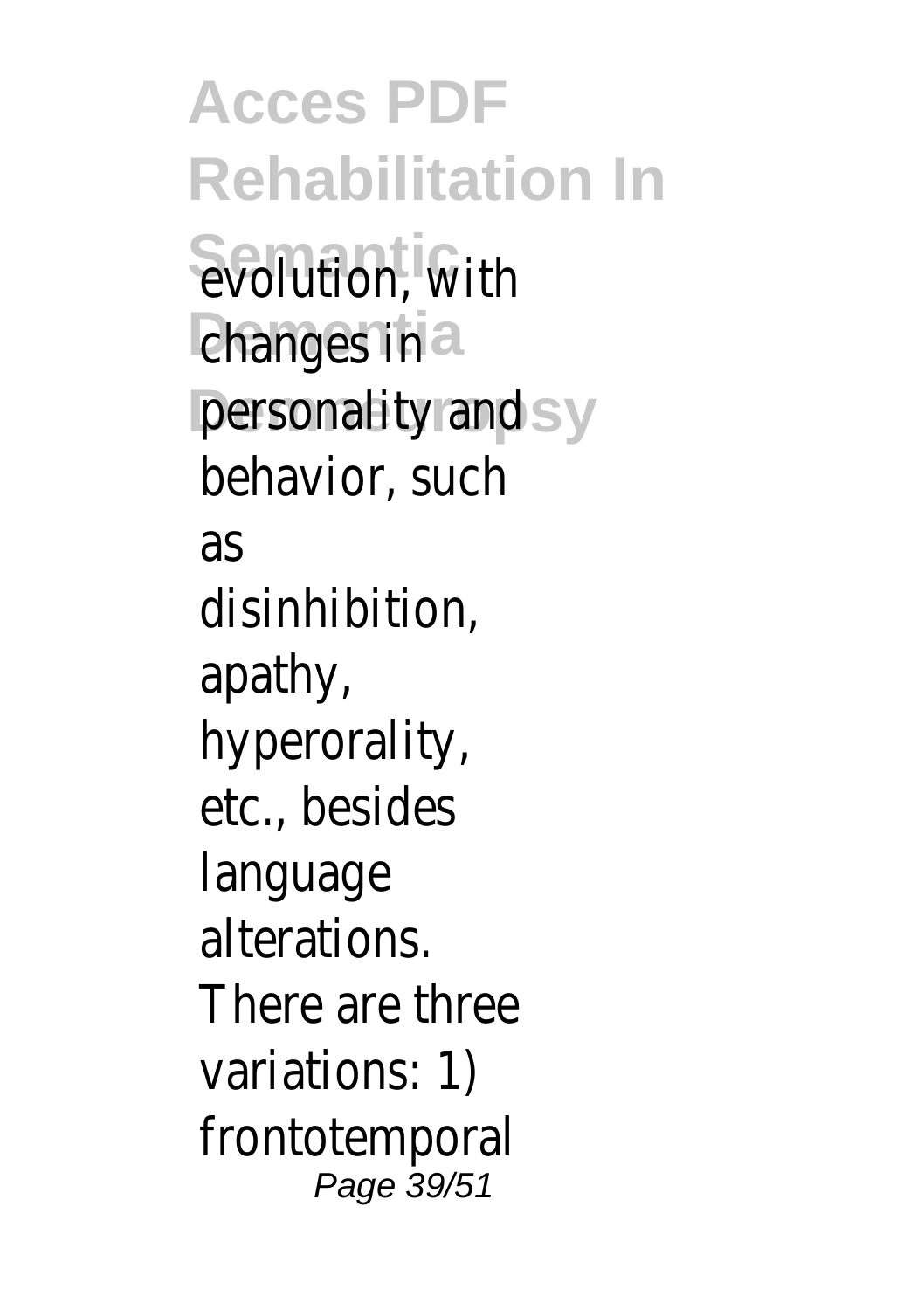evolution, with changes in personality and behavior, such as disinhibition, apathy, hyperorality, etc., besides language alterations. There are three variations: 1) frontotemporal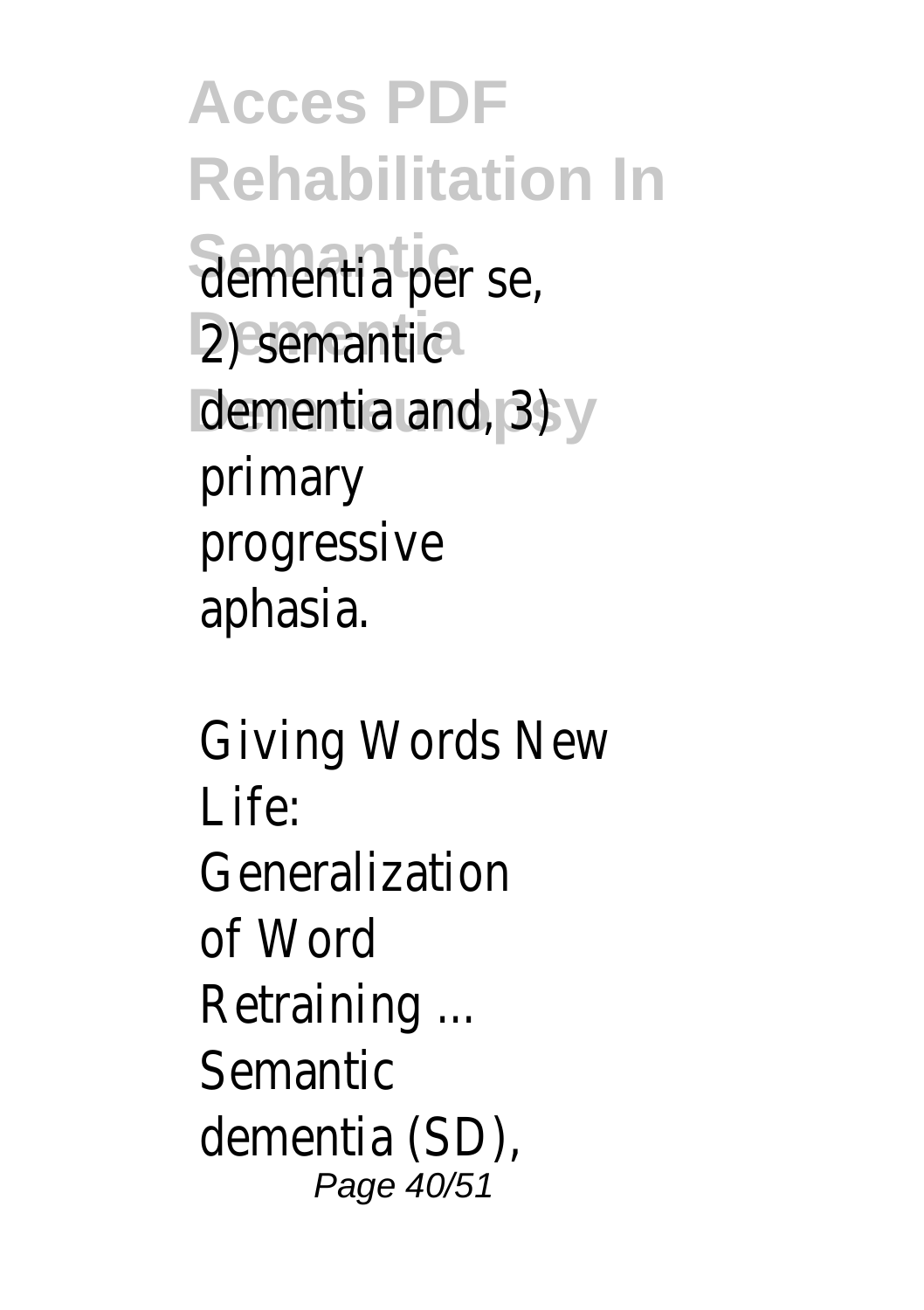dementia per se, 2) semantic dementia and, 3) primary progressive aphasia.

Giving Words New Life: Generalization of Word Retraining ... Semantic dementia (SD),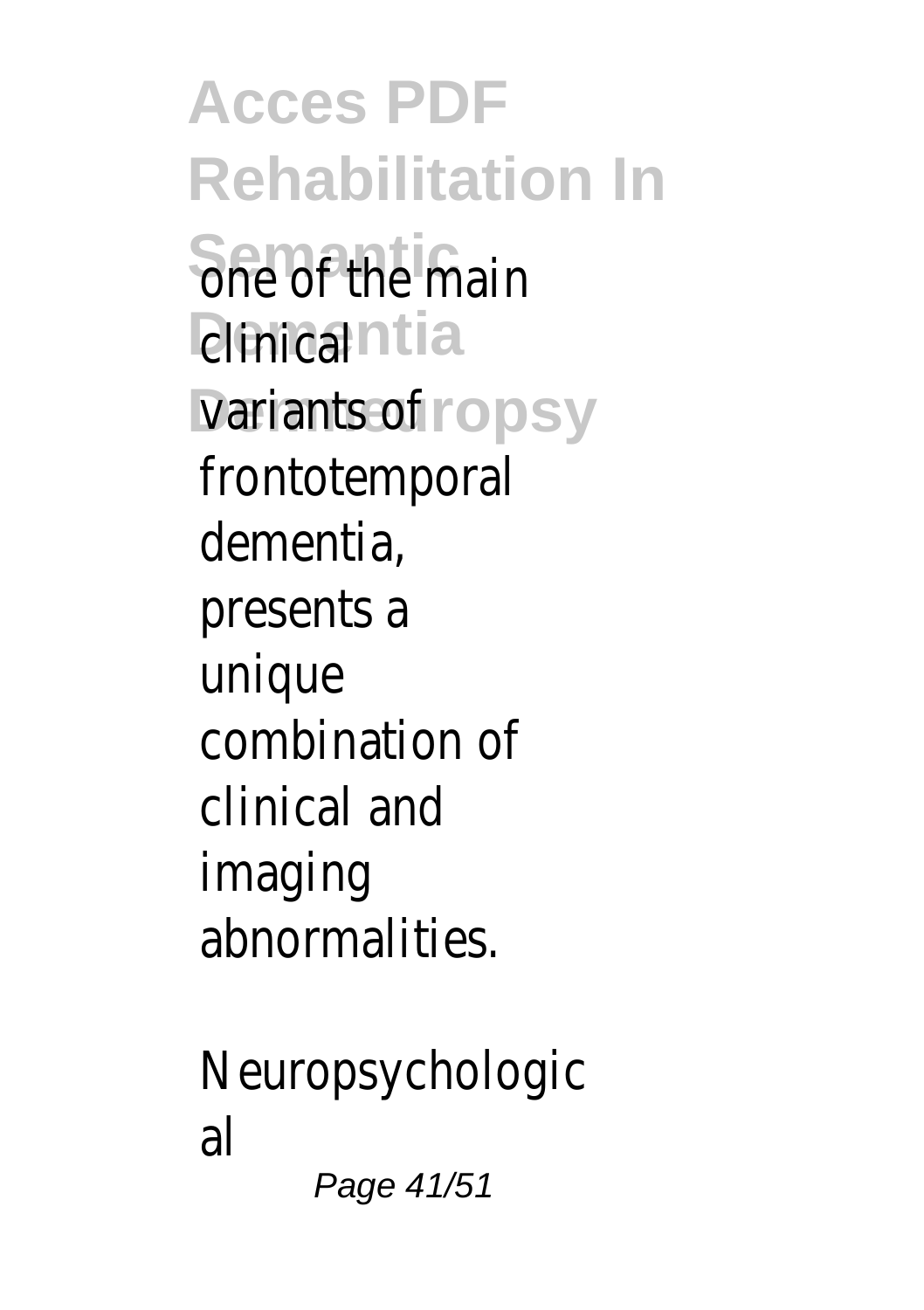one of the main clinical variants of frontotemporal dementia, presents a unique combination of clinical and imaging abnormalities.

Neuropsychological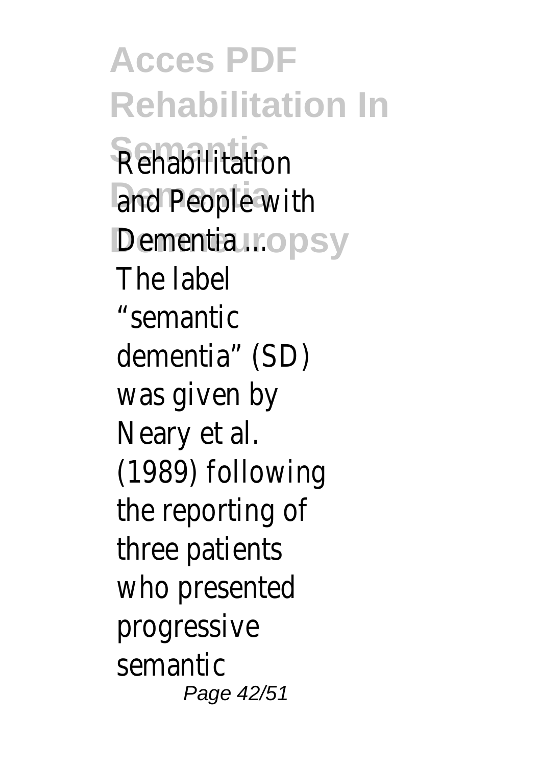Rehabilitation and People with Dementia ...

The label "semantic dementia" (SD) was given by Neary et al. (1989) following the reporting of three patients who presented progressive semantic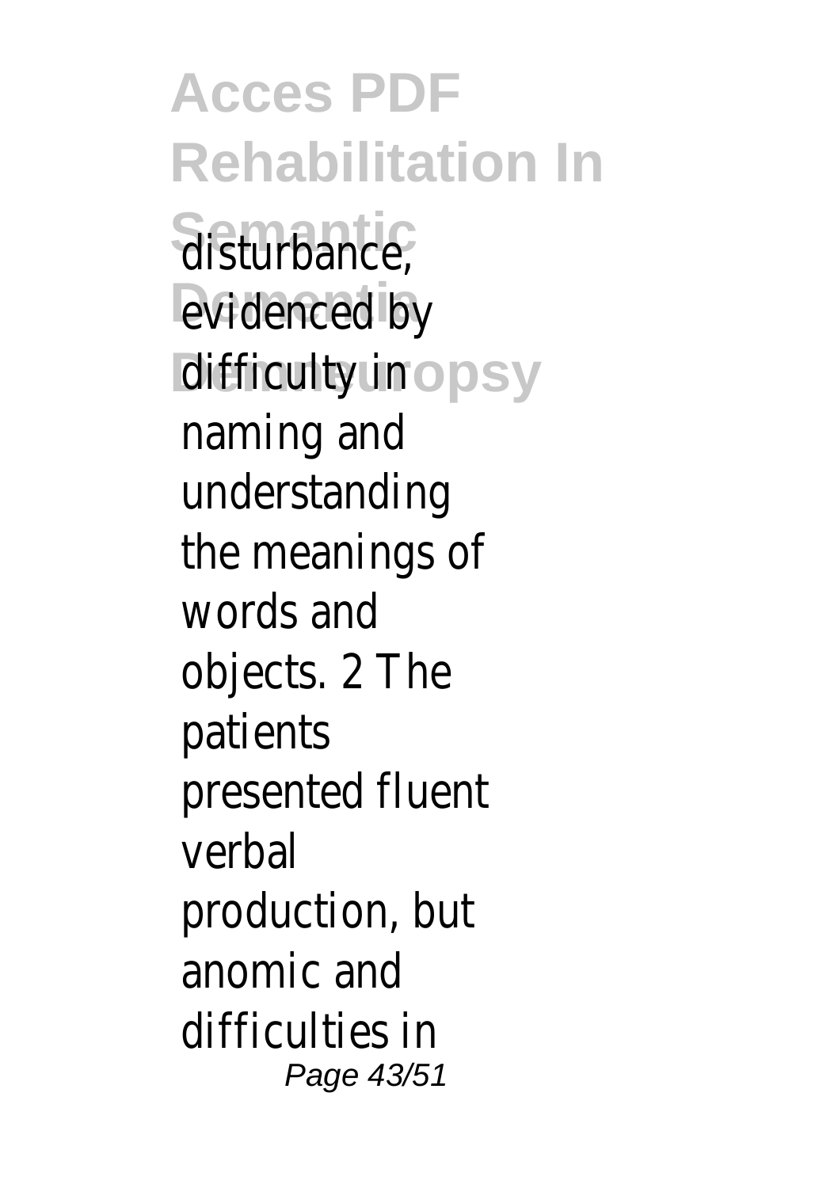disturbance, evidenced by difficulty in naming and understanding the meanings of words and objects. 2 The patients presented fluent verbal production, but anomic and difficulties in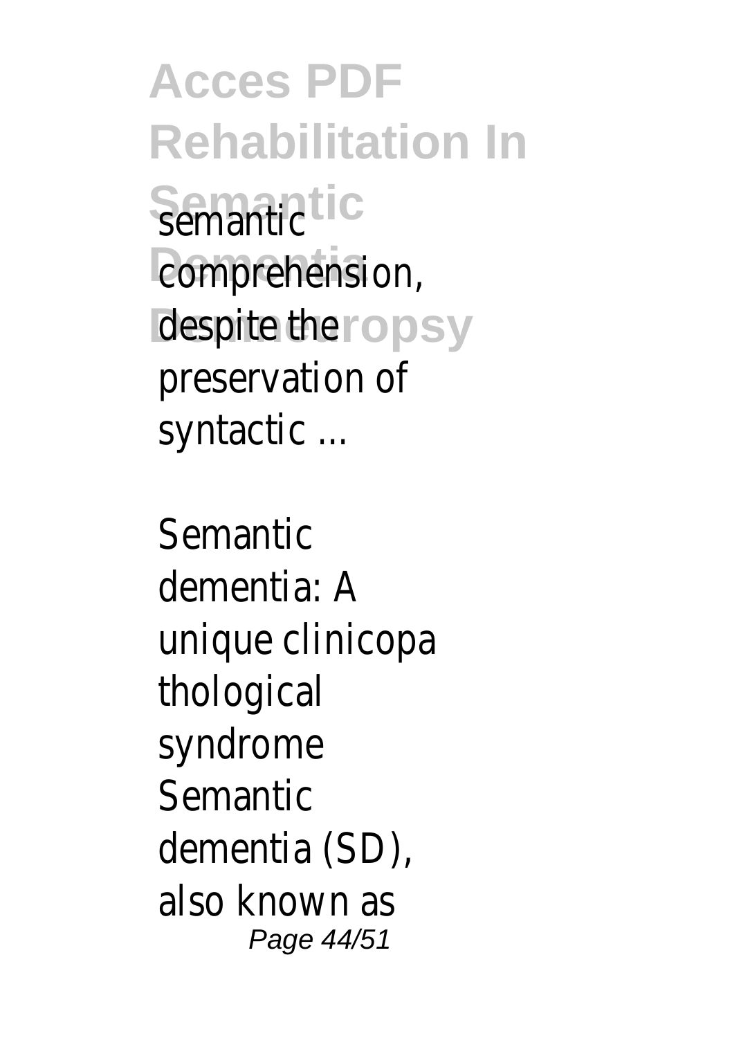semantic comprehension, despite the preservation of syntactic ...

Semantic dementia: A unique clinicopathological syndrome Semantic dementia (SD), also known as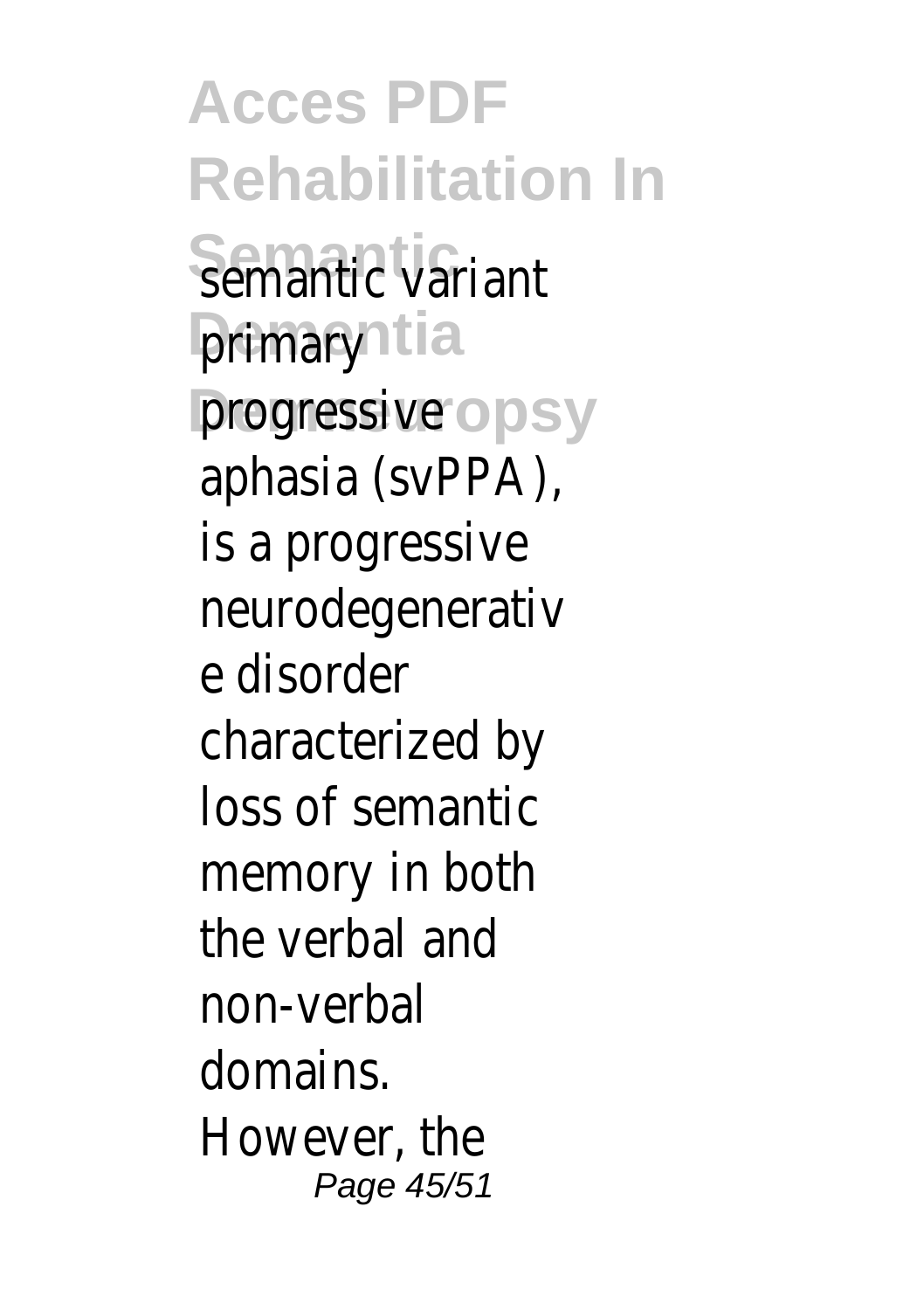semantic variant primary progressive aphasia (svPPA), is a progressive neurodegenerative disorder characterized by loss of semantic memory in both the verbal and non-verbal domains. However, the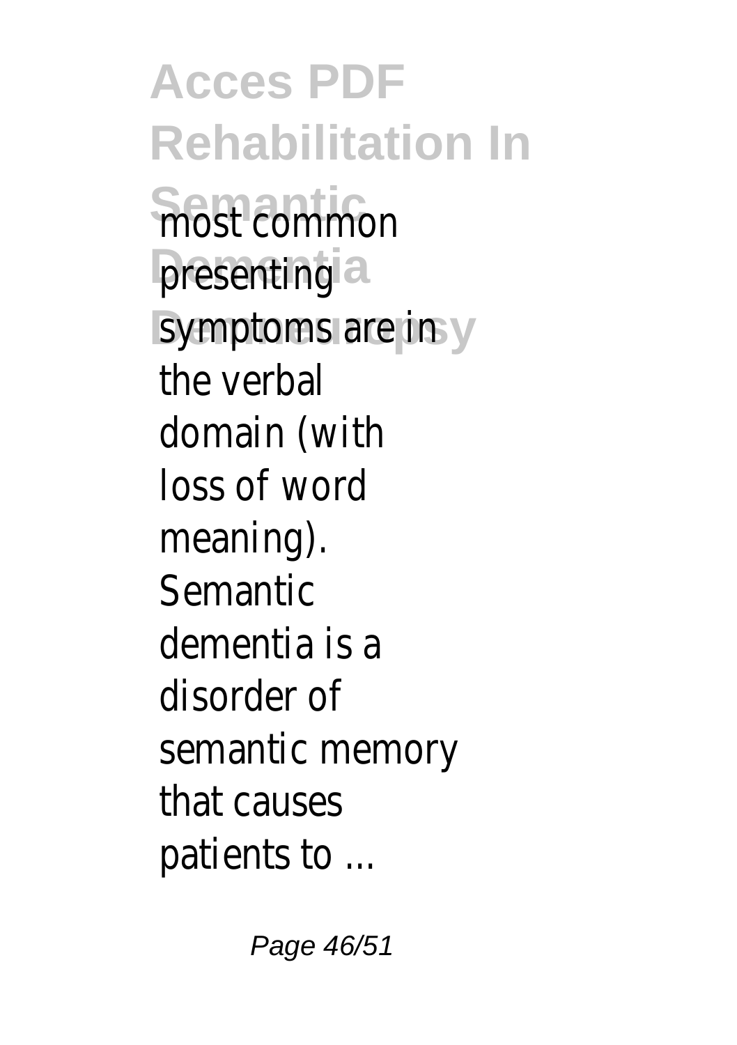most common presenting symptoms are in the verbal domain (with loss of word meaning). Semantic dementia is a disorder of semantic memory that causes patients to ...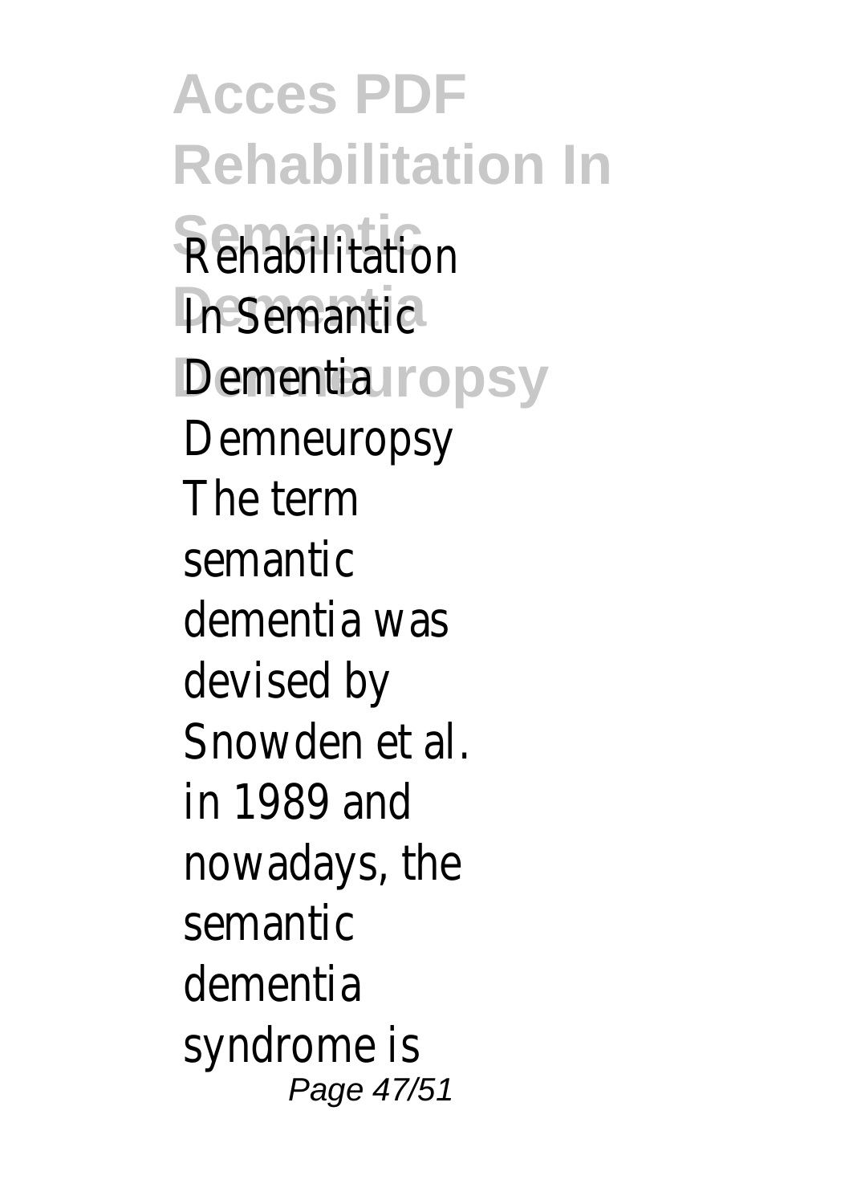Rehabilitation In Semantic Dementia Demneuropsy The term semantic dementia was devised by Snowden et al. in 1989 and nowadays, the semantic dementia syndrome is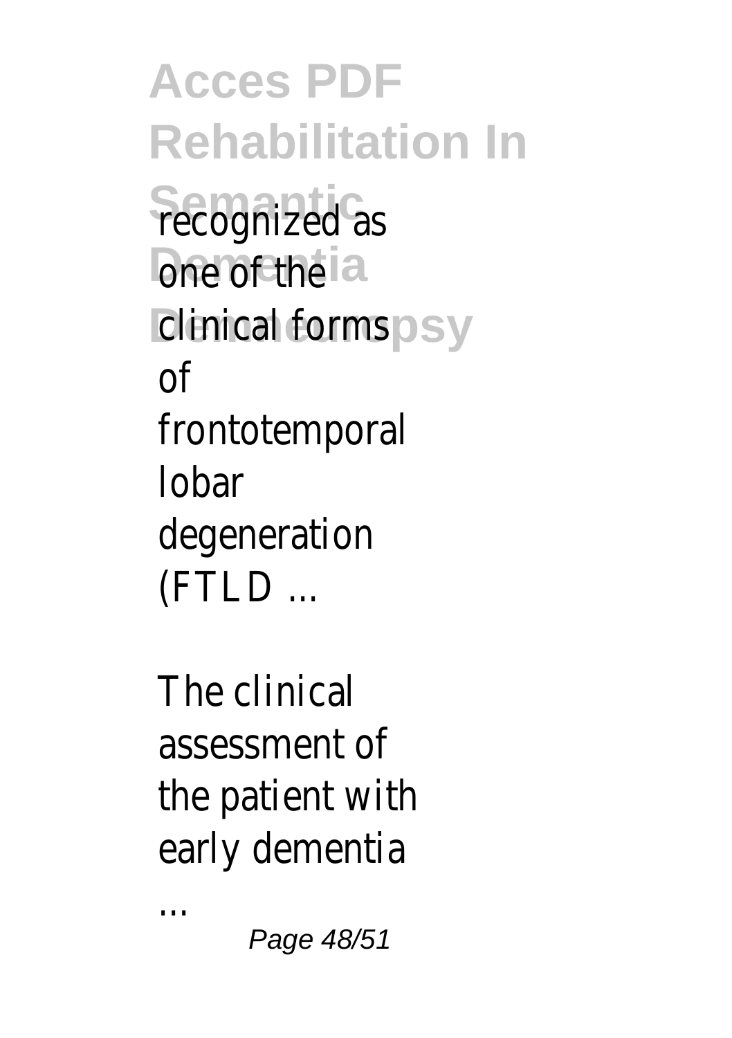recognized as one of the clinical forms of frontotemporal lobar degeneration (FTLD ...

The clinical assessment of the patient with early dementia ...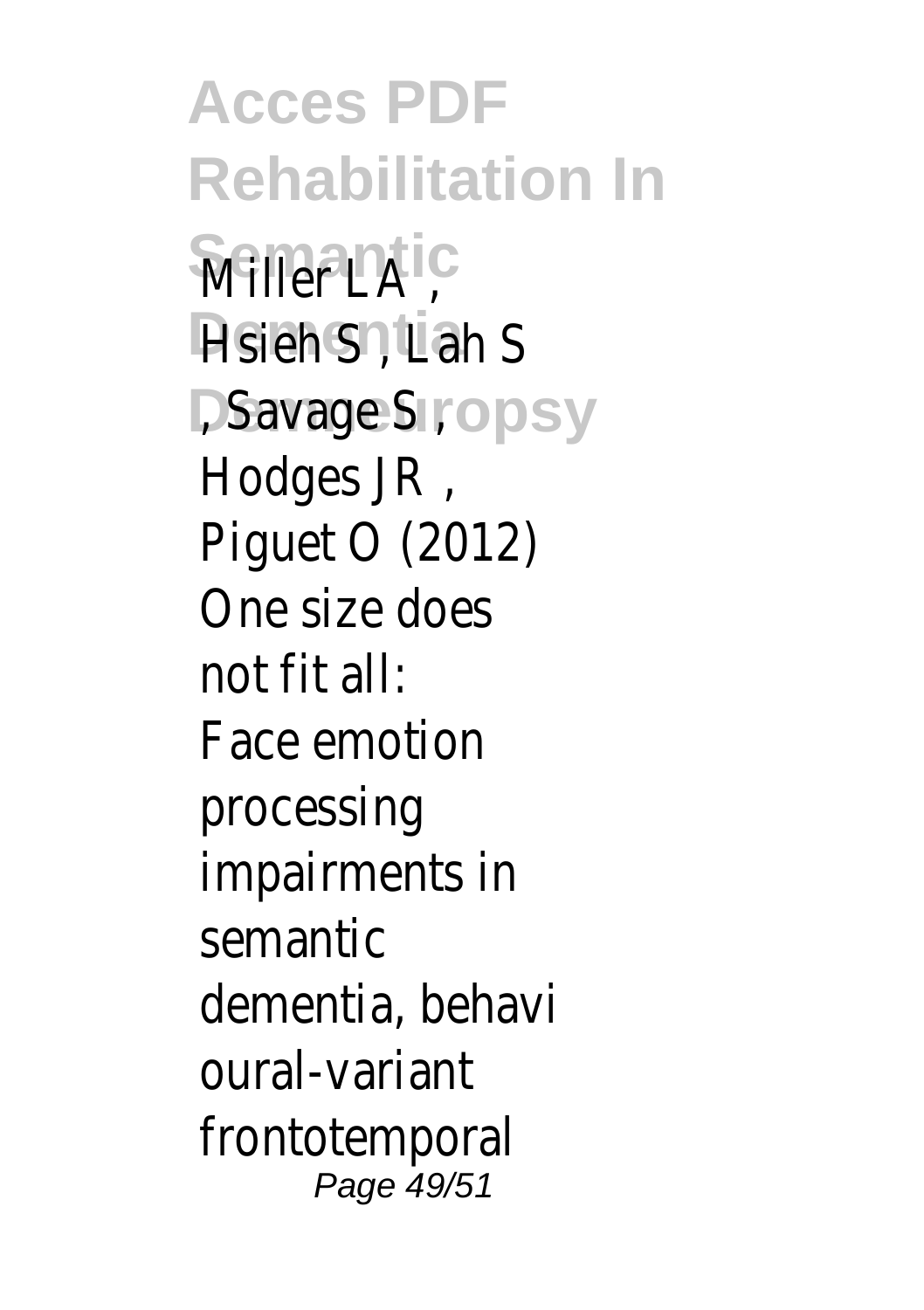Miller LA , Hsieh S , Lah S , Savage S , Hodges JR , Piguet O (2012) One size does not fit all: Face emotion processing impairments in semantic dementia, behavioural-variant frontotemporal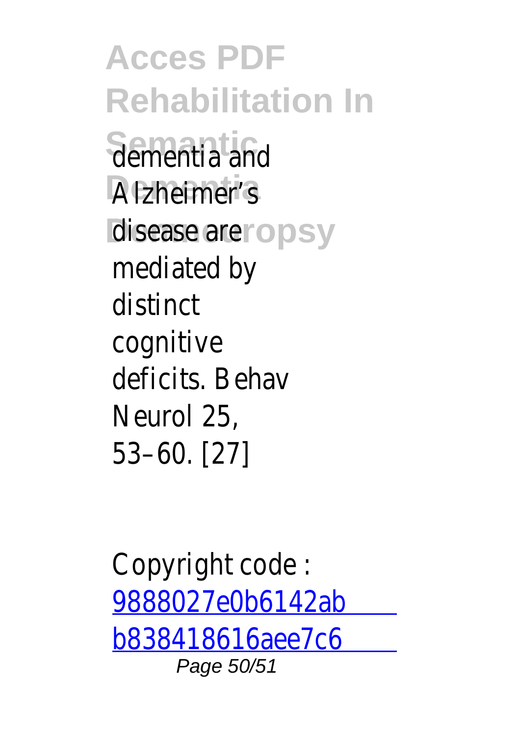dementia and Alzheimer's disease are mediated by distinct cognitive deficits. Behav Neurol 25, 53–60. [27]

Copyright code : [9888027e0b6142abb838418616aee7c6](9888027e0b6142abb838418616aee7c6)